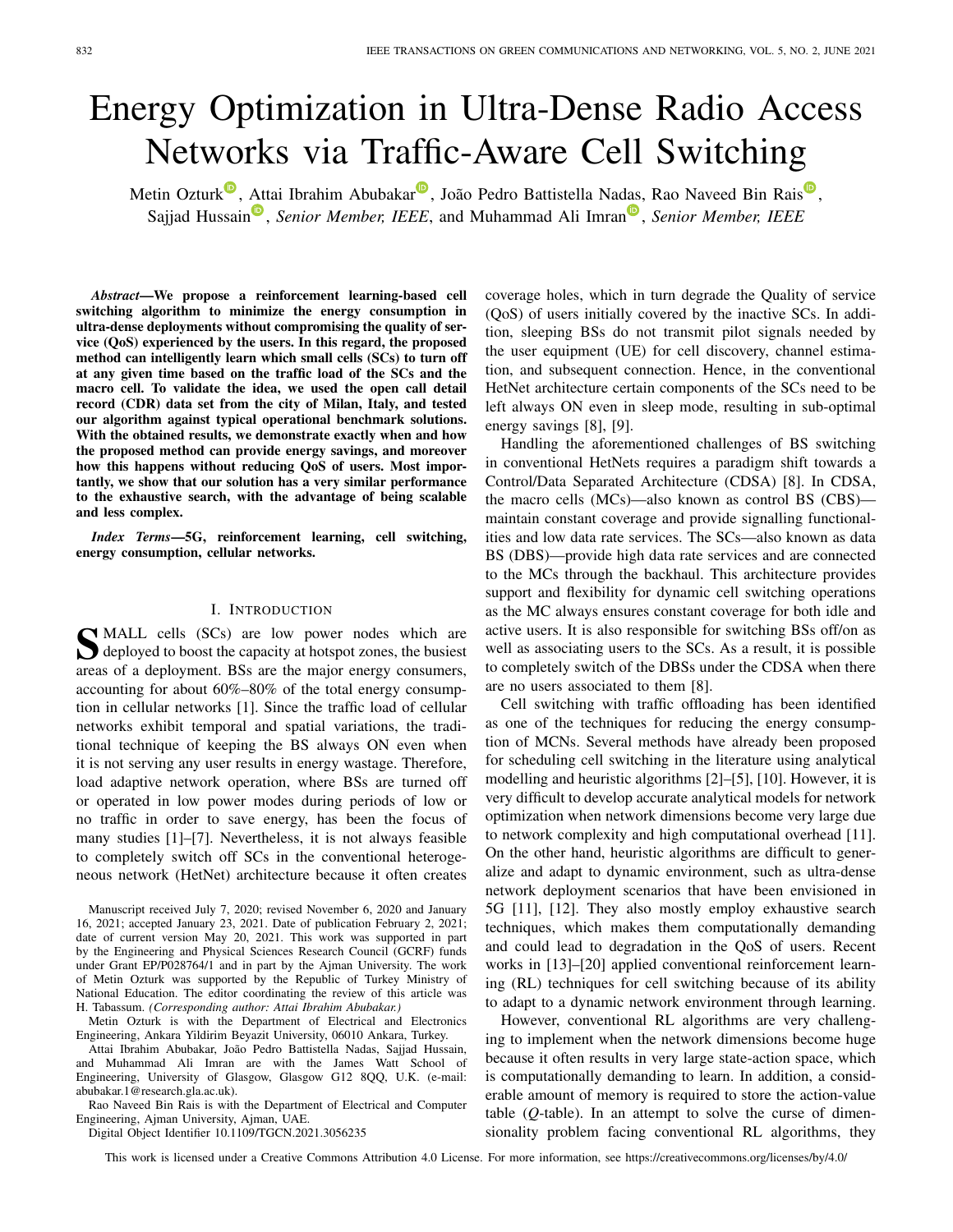# Energy Optimization in Ultra-Dense Radio Access Networks via Traffic-Aware Cell Switching

Metin Ozturk, Attai Ibrahim Abubakar, João Pedro Battistella Nadas, Rao Naveed Bin Rais, Sajjad Hussain, *Senior Member, IEEE*, and Muhammad Ali Imran, *Senior Member, IEEE*

***Abstract*—We propose a reinforcement learning-based cell switching algorithm to minimize the energy consumption in ultra-dense deployments without compromising the quality of service (QoS) experienced by the users. In this regard, the proposed method can intelligently learn which small cells (SCs) to turn off at any given time based on the traffic load of the SCs and the macro cell. To validate the idea, we used the open call detail record (CDR) data set from the city of Milan, Italy, and tested our algorithm against typical operational benchmark solutions. With the obtained results, we demonstrate exactly when and how the proposed method can provide energy savings, and moreover how this happens without reducing QoS of users. Most importantly, we show that our solution has a very similar performance to the exhaustive search, with the advantage of being scalable and less complex.**

***Index Terms*—5G, reinforcement learning, cell switching, energy consumption, cellular networks.**

## I. Introduction

Small cells (SCs) are low power nodes which are deployed to boost the capacity at hotspot zones, the busiest areas of a deployment. BSs are the major energy consumers, accounting for about 60%–80% of the total energy consumption in cellular networks [1]. Since the traffic load of cellular networks exhibit temporal and spatial variations, the traditional technique of keeping the BS always ON even when it is not serving any user results in energy wastage. Therefore, load adaptive network operation, where BSs are turned off or operated in low power modes during periods of low or no traffic in order to save energy, has been the focus of many studies [1]–[7]. Nevertheless, it is not always feasible to completely switch off SCs in the conventional heterogeneous network (HetNet) architecture because it often creates coverage holes, which in turn degrade the Quality of service (QoS) of users initially covered by the inactive SCs. In addition, sleeping BSs do not transmit pilot signals needed by the user equipment (UE) for cell discovery, channel estimation, and subsequent connection. Hence, in the conventional HetNet architecture certain components of the SCs need to be left always ON even in sleep mode, resulting in sub-optimal energy savings [8], [9].

Handling the aforementioned challenges of BS switching in conventional HetNets requires a paradigm shift towards a Control/Data Separated Architecture (CDSA) [8]. In CDSA, the macro cells (MCs)—also known as control BS (CBS)—maintain constant coverage and provide signalling functionalities and low data rate services. The SCs—also known as data BS (DBS)—provide high data rate services and are connected to the MCs through the backhaul. This architecture provides support and flexibility for dynamic cell switching operations as the MC always ensures constant coverage for both idle and active users. It is also responsible for switching BSs off/on as well as associating users to the SCs. As a result, it is possible to completely switch of the DBSs under the CDSA when there are no users associated to them [8].

Cell switching with traffic offloading has been identified as one of the techniques for reducing the energy consumption of MCNs. Several methods have already been proposed for scheduling cell switching in the literature using analytical modelling and heuristic algorithms [2]–[5], [10]. However, it is very difficult to develop accurate analytical models for network optimization when network dimensions become very large due to network complexity and high computational overhead [11]. On the other hand, heuristic algorithms are difficult to generalize and adapt to dynamic environment, such as ultra-dense network deployment scenarios that have been envisioned in 5G [11], [12]. They also mostly employ exhaustive search techniques, which makes them computationally demanding and could lead to degradation in the QoS of users. Recent works in [13]–[20] applied conventional reinforcement learning (RL) techniques for cell switching because of its ability to adapt to a dynamic network environment through learning.

However, conventional RL algorithms are very challenging to implement when the network dimensions become huge because it often results in very large state-action space, which is computationally demanding to learn. In addition, a considerable amount of memory is required to store the action-value table ($Q$-table). In an attempt to solve the curse of dimensionality problem facing conventional RL algorithms, they

---

Manuscript received July 7, 2020; revised November 6, 2020 and January 16, 2021; accepted January 23, 2021. Date of publication February 2, 2021; date of current version May 20, 2021. This work was supported in part by the Engineering and Physical Sciences Research Council (GCRF) funds under Grant EP/P028764/1 and in part by the Ajman University. The work of Metin Ozturk was supported by the Republic of Turkey Ministry of National Education. The editor coordinating the review of this article was H. Tabassum. *(Corresponding author: Attai Ibrahim Abubakar.)*

Metin Ozturk is with the Department of Electrical and Electronics Engineering, Ankara Yildirim Beyazit University, 06010 Ankara, Turkey.

Attai Ibrahim Abubakar, João Pedro Battistella Nadas, Sajjad Hussain, and Muhammad Ali Imran are with the James Watt School of Engineering, University of Glasgow, Glasgow G12 8QQ, U.K. (e-mail: abubakar.1@research.gla.ac.uk).

Rao Naveed Bin Rais is with the Department of Electrical and Computer Engineering, Ajman University, Ajman, UAE.

Digital Object Identifier 10.1109/TGCN.2021.3056235

This work is licensed under a Creative Commons Attribution 4.0 License. For more information, see https://creativecommons.org/licenses/by/4.0/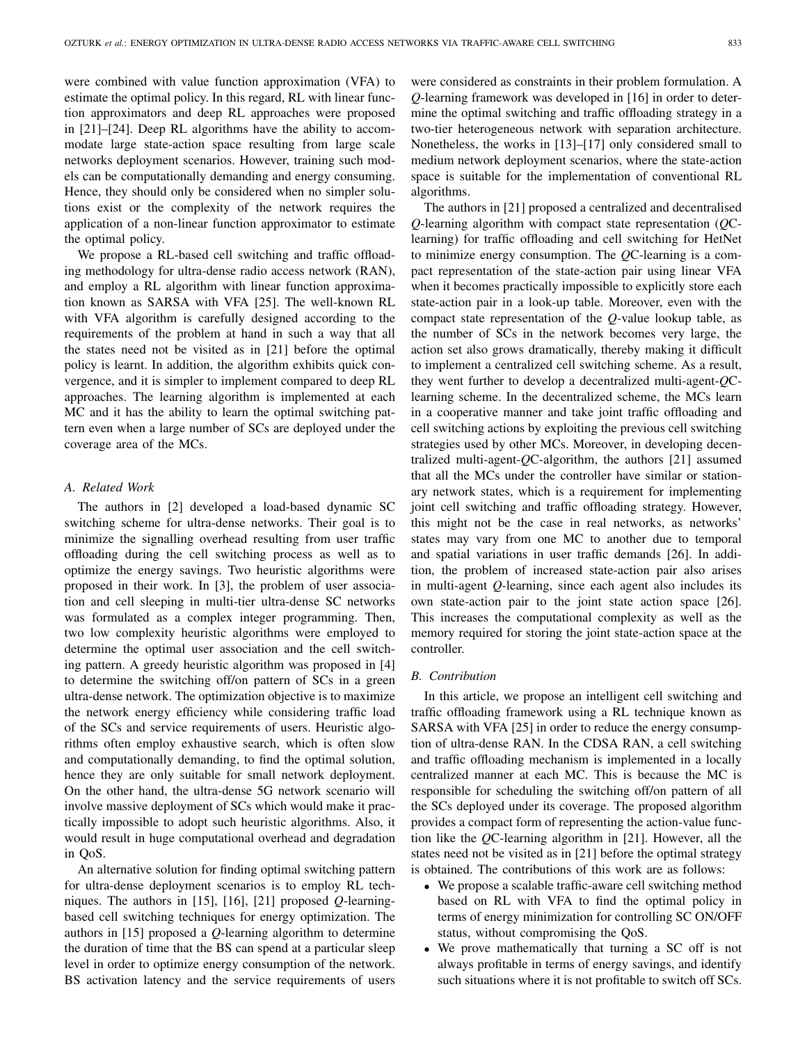were combined with value function approximation (VFA) to estimate the optimal policy. In this regard, RL with linear function approximators and deep RL approaches were proposed in [21]–[24]. Deep RL algorithms have the ability to accommodate large state-action space resulting from large scale networks deployment scenarios. However, training such models can be computationally demanding and energy consuming. Hence, they should only be considered when no simpler solutions exist or the complexity of the network requires the application of a non-linear function approximator to estimate the optimal policy.

We propose a RL-based cell switching and traffic offloading methodology for ultra-dense radio access network (RAN), and employ a RL algorithm with linear function approximation known as SARSA with VFA [25]. The well-known RL with VFA algorithm is carefully designed according to the requirements of the problem at hand in such a way that all the states need not be visited as in [21] before the optimal policy is learnt. In addition, the algorithm exhibits quick convergence, and it is simpler to implement compared to deep RL approaches. The learning algorithm is implemented at each MC and it has the ability to learn the optimal switching pattern even when a large number of SCs are deployed under the coverage area of the MCs.

### A. Related Work

The authors in [2] developed a load-based dynamic SC switching scheme for ultra-dense networks. Their goal is to minimize the signalling overhead resulting from user traffic offloading during the cell switching process as well as to optimize the energy savings. Two heuristic algorithms were proposed in their work. In [3], the problem of user association and cell sleeping in multi-tier ultra-dense SC networks was formulated as a complex integer programming. Then, two low complexity heuristic algorithms were employed to determine the optimal user association and the cell switching pattern. A greedy heuristic algorithm was proposed in [4] to determine the switching off/on pattern of SCs in a green ultra-dense network. The optimization objective is to maximize the network energy efficiency while considering traffic load of the SCs and service requirements of users. Heuristic algorithms often employ exhaustive search, which is often slow and computationally demanding, to find the optimal solution, hence they are only suitable for small network deployment. On the other hand, the ultra-dense 5G network scenario will involve massive deployment of SCs which would make it practically impossible to adopt such heuristic algorithms. Also, it would result in huge computational overhead and degradation in QoS.

An alternative solution for finding optimal switching pattern for ultra-dense deployment scenarios is to employ RL techniques. The authors in [15], [16], [21] proposed *Q*-learning-based cell switching techniques for energy optimization. The authors in [15] proposed a *Q*-learning algorithm to determine the duration of time that the BS can spend at a particular sleep level in order to optimize energy consumption of the network. BS activation latency and the service requirements of users were considered as constraints in their problem formulation. A *Q*-learning framework was developed in [16] in order to determine the optimal switching and traffic offloading strategy in a two-tier heterogeneous network with separation architecture. Nonetheless, the works in [13]–[17] only considered small to medium network deployment scenarios, where the state-action space is suitable for the implementation of conventional RL algorithms.

The authors in [21] proposed a centralized and decentralised *Q*-learning algorithm with compact state representation (*Q*C-learning) for traffic offloading and cell switching for HetNet to minimize energy consumption. The *Q*C-learning is a compact representation of the state-action pair using linear VFA when it becomes practically impossible to explicitly store each state-action pair in a look-up table. Moreover, even with the compact state representation of the *Q*-value lookup table, as the number of SCs in the network becomes very large, the action set also grows dramatically, thereby making it difficult to implement a centralized cell switching scheme. As a result, they went further to develop a decentralized multi-agent-*Q*C-learning scheme. In the decentralized scheme, the MCs learn in a cooperative manner and take joint traffic offloading and cell switching actions by exploiting the previous cell switching strategies used by other MCs. Moreover, in developing decentralized multi-agent-*Q*C-algorithm, the authors [21] assumed that all the MCs under the controller have similar or stationary network states, which is a requirement for implementing joint cell switching and traffic offloading strategy. However, this might not be the case in real networks, as networks' states may vary from one MC to another due to temporal and spatial variations in user traffic demands [26]. In addition, the problem of increased state-action pair also arises in multi-agent *Q*-learning, since each agent also includes its own state-action pair to the joint state action space [26]. This increases the computational complexity as well as the memory required for storing the joint state-action space at the controller.

### B. Contribution

In this article, we propose an intelligent cell switching and traffic offloading framework using a RL technique known as SARSA with VFA [25] in order to reduce the energy consumption of ultra-dense RAN. In the CDSA RAN, a cell switching and traffic offloading mechanism is implemented in a locally centralized manner at each MC. This is because the MC is responsible for scheduling the switching off/on pattern of all the SCs deployed under its coverage. The proposed algorithm provides a compact form of representing the action-value function like the *Q*C-learning algorithm in [21]. However, all the states need not be visited as in [21] before the optimal strategy is obtained. The contributions of this work are as follows:

- We propose a scalable traffic-aware cell switching method based on RL with VFA to find the optimal policy in terms of energy minimization for controlling SC ON/OFF status, without compromising the QoS.
- We prove mathematically that turning a SC off is not always profitable in terms of energy savings, and identify such situations where it is not profitable to switch off SCs.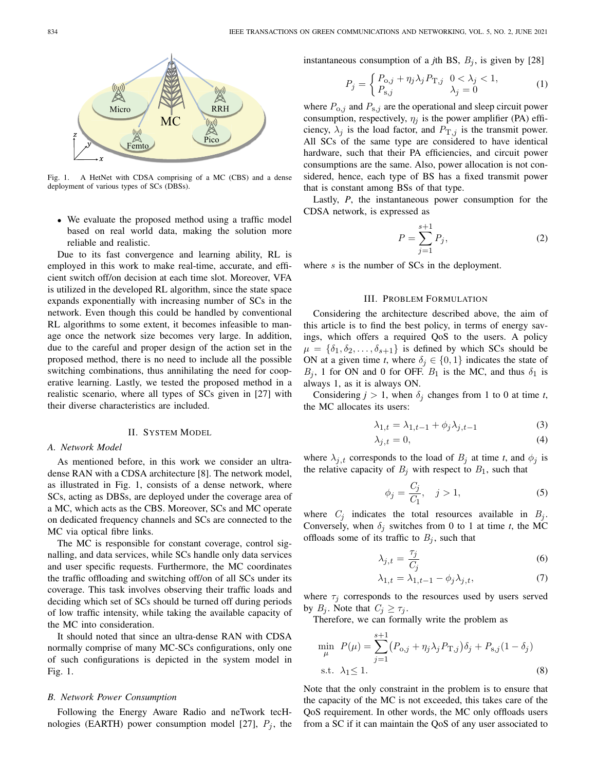Fig. 1. A HetNet with CDSA comprising of a MC (CBS) and a dense deployment of various types of SCs (DBSs).

- We evaluate the proposed method using a traffic model based on real world data, making the solution more reliable and realistic.

Due to its fast convergence and learning ability, RL is employed in this work to make real-time, accurate, and efficient switch off/on decision at each time slot. Moreover, VFA is utilized in the developed RL algorithm, since the state space expands exponentially with increasing number of SCs in the network. Even though this could be handled by conventional RL algorithms to some extent, it becomes infeasible to manage once the network size becomes very large. In addition, due to the careful and proper design of the action set in the proposed method, there is no need to include all the possible switching combinations, thus annihilating the need for cooperative learning. Lastly, we tested the proposed method in a realistic scenario, where all types of SCs given in [27] with their diverse characteristics are included.

## II. System Model

### A. Network Model

As mentioned before, in this work we consider an ultra-dense RAN with a CDSA architecture [8]. The network model, as illustrated in Fig. 1, consists of a dense network, where SCs, acting as DBSs, are deployed under the coverage area of a MC, which acts as the CBS. Moreover, SCs and MC operate on dedicated frequency channels and SCs are connected to the MC via optical fibre links.

The MC is responsible for constant coverage, control signalling, and data services, while SCs handle only data services and user specific requests. Furthermore, the MC coordinates the traffic offloading and switching off/on of all SCs under its coverage. This task involves observing their traffic loads and deciding which set of SCs should be turned off during periods of low traffic intensity, while taking the available capacity of the MC into consideration.

It should noted that since an ultra-dense RAN with CDSA normally comprise of many MC-SCs configurations, only one of such configurations is depicted in the system model in Fig. 1.

### B. Network Power Consumption

Following the Energy Aware Radio and neTwork tecHnologies (EARTH) power consumption model [27], $P_j$, the instantaneous consumption of a $j$th BS, $B_j$, is given by [28]

$$P_j = \begin{cases} P_{\mathrm{o},j} + \eta_j \lambda_j P_{\mathrm{T},j} & 0 < \lambda_j < 1, \\ P_{\mathrm{s},j} & \lambda_j = 0 \end{cases} \tag{1}$$

where $P_{\mathrm{o},j}$ and $P_{\mathrm{s},j}$ are the operational and sleep circuit power consumption, respectively, $\eta_j$ is the power amplifier (PA) efficiency, $\lambda_j$ is the load factor, and $P_{\mathrm{T},j}$ is the transmit power. All SCs of the same type are considered to have identical hardware, such that their PA efficiencies, and circuit power consumptions are the same. Also, power allocation is not considered, hence, each type of BS has a fixed transmit power that is constant among BSs of that type.

Lastly, $P$, the instantaneous power consumption for the CDSA network, is expressed as

$$P = \sum_{j=1}^{s+1} P_j, \tag{2}$$

where $s$ is the number of SCs in the deployment.

## III. Problem Formulation

Considering the architecture described above, the aim of this article is to find the best policy, in terms of energy savings, which offers a required QoS to the users. A policy $\mu = \{\delta_1, \delta_2, \ldots, \delta_{s+1}\}$ is defined by which SCs should be ON at a given time $t$, where $\delta_j \in \{0, 1\}$ indicates the state of $B_j$, 1 for ON and 0 for OFF. $B_1$ is the MC, and thus $\delta_1$ is always 1, as it is always ON.

Considering $j > 1$, when $\delta_j$ changes from 1 to 0 at time $t$, the MC allocates its users:

$$\lambda_{1,t} = \lambda_{1,t-1} + \phi_j \lambda_{j,t-1} \tag{3}$$

$$\lambda_{j,t} = 0, \tag{4}$$

where $\lambda_{j,t}$ corresponds to the load of $B_j$ at time $t$, and $\phi_j$ is the relative capacity of $B_j$ with respect to $B_1$, such that

$$\phi_j = \frac{C_j}{C_1}, \quad j > 1, \tag{5}$$

where $C_j$ indicates the total resources available in $B_j$. Conversely, when $\delta_j$ switches from 0 to 1 at time $t$, the MC offloads some of its traffic to $B_j$, such that

$$\lambda_{j,t} = \frac{\tau_j}{C_j} \tag{6}$$

$$\lambda_{1,t} = \lambda_{1,t-1} - \phi_j \lambda_{j,t}, \tag{7}$$

where $\tau_j$ corresponds to the resources used by users served by $B_j$. Note that $C_j \geq \tau_j$.

Therefore, we can formally write the problem as

$$\begin{aligned} \min_{\mu} \ & P(\mu) = \sum_{j=1}^{s+1} \left(P_{\mathrm{o},j} + \eta_j \lambda_j P_{\mathrm{T},j}\right)\delta_j + P_{\mathrm{s},j}(1 - \delta_j) \\ \text{s.t.} \ & \lambda_1 \leq 1. \end{aligned} \tag{8}$$

Note that the only constraint in the problem is to ensure that the capacity of the MC is not exceeded, this takes care of the QoS requirement. In other words, the MC only offloads users from a SC if it can maintain the QoS of any user associated to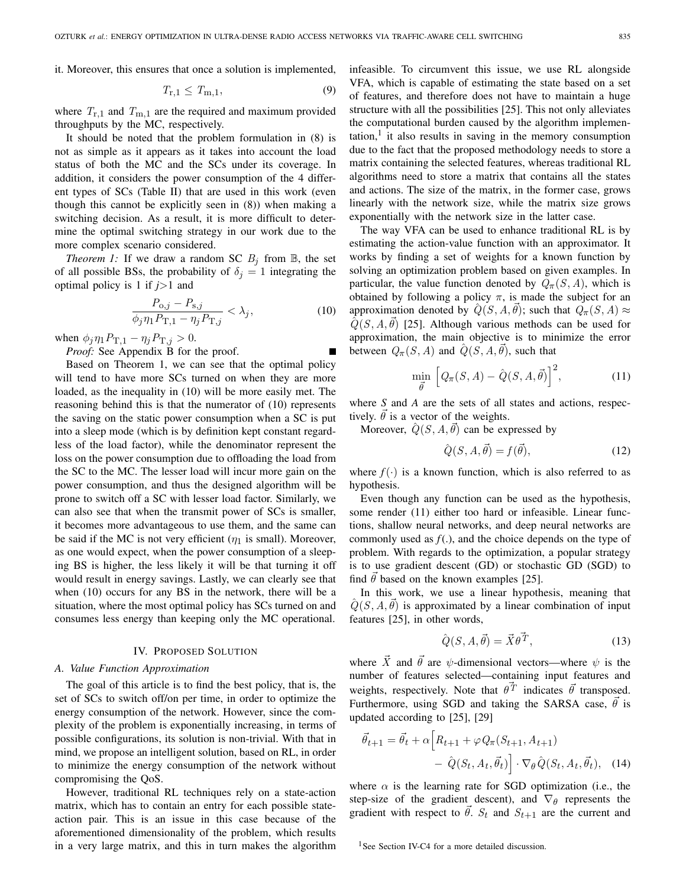it. Moreover, this ensures that once a solution is implemented,

$$T_{\mathrm{r},1} \leq T_{\mathrm{m},1}, \tag{9}$$

where $T_{\mathrm{r},1}$ and $T_{\mathrm{m},1}$ are the required and maximum provided throughputs by the MC, respectively.

It should be noted that the problem formulation in (8) is not as simple as it appears as it takes into account the load status of both the MC and the SCs under its coverage. In addition, it considers the power consumption of the 4 different types of SCs (Table II) that are used in this work (even though this cannot be explicitly seen in (8)) when making a switching decision. As a result, it is more difficult to determine the optimal switching strategy in our work due to the more complex scenario considered.

*Theorem 1:* If we draw a random SC $B_j$ from $\mathbb{B}$, the set of all possible BSs, the probability of $\delta_j = 1$ integrating the optimal policy is 1 if $j$>1 and

$$\frac{P_{\mathrm{o},j} - P_{\mathrm{s},j}}{\phi_j \eta_1 P_{\mathrm{T},1} - \eta_j P_{\mathrm{T},j}} < \lambda_j, \tag{10}$$

when $\phi_j \eta_1 P_{\mathrm{T},1} - \eta_j P_{\mathrm{T},j} > 0$.

*Proof:* See Appendix B for the proof. ■

Based on Theorem 1, we can see that the optimal policy will tend to have more SCs turned on when they are more loaded, as the inequality in (10) will be more easily met. The reasoning behind this is that the numerator of (10) represents the saving on the static power consumption when a SC is put into a sleep mode (which is by definition kept constant regardless of the load factor), while the denominator represent the loss on the power consumption due to offloading the load from the SC to the MC. The lesser load will incur more gain on the power consumption, and thus the designed algorithm will be prone to switch off a SC with lesser load factor. Similarly, we can also see that when the transmit power of SCs is smaller, it becomes more advantageous to use them, and the same can be said if the MC is not very efficient ($\eta_1$ is small). Moreover, as one would expect, when the power consumption of a sleeping BS is higher, the less likely it will be that turning it off would result in energy savings. Lastly, we can clearly see that when (10) occurs for any BS in the network, there will be a situation, where the most optimal policy has SCs turned on and consumes less energy than keeping only the MC operational.

## IV. Proposed Solution

### A. Value Function Approximation

The goal of this article is to find the best policy, that is, the set of SCs to switch off/on per time, in order to optimize the energy consumption of the network. However, since the complexity of the problem is exponentially increasing, in terms of possible configurations, its solution is non-trivial. With that in mind, we propose an intelligent solution, based on RL, in order to minimize the energy consumption of the network without compromising the QoS.

However, traditional RL techniques rely on a state-action matrix, which has to contain an entry for each possible state-action pair. This is an issue in this case because of the aforementioned dimensionality of the problem, which results in a very large matrix, and this in turn makes the algorithm infeasible. To circumvent this issue, we use RL alongside VFA, which is capable of estimating the state based on a set of features, and therefore does not have to maintain a huge structure with all the possibilities [25]. This not only alleviates the computational burden caused by the algorithm implementation,[1] it also results in saving in the memory consumption due to the fact that the proposed methodology needs to store a matrix containing the selected features, whereas traditional RL algorithms need to store a matrix that contains all the states and actions. The size of the matrix, in the former case, grows linearly with the network size, while the matrix size grows exponentially with the network size in the latter case.

The way VFA can be used to enhance traditional RL is by estimating the action-value function with an approximator. It works by finding a set of weights for a known function by solving an optimization problem based on given examples. In particular, the value function denoted by $Q_\pi(S, A)$, which is obtained by following a policy $\pi$, is made the subject for an approximation denoted by $\hat{Q}(S, A, \vec{\theta})$; such that $Q_\pi(S, A) \approx \hat{Q}(S, A, \vec{\theta})$ [25]. Although various methods can be used for approximation, the main objective is to minimize the error between $Q_\pi(S, A)$ and $\hat{Q}(S, A, \vec{\theta})$, such that

$$\min_{\vec{\theta}} \left[ Q_\pi(S, A) - \hat{Q}(S, A, \vec{\theta}) \right]^2, \tag{11}$$

where *S* and *A* are the sets of all states and actions, respectively. $\vec{\theta}$ is a vector of the weights.

Moreover, $\hat{Q}(S, A, \vec{\theta})$ can be expressed by

$$\hat{Q}(S, A, \vec{\theta}) = f(\vec{\theta}), \tag{12}$$

where $f(\cdot)$ is a known function, which is also referred to as hypothesis.

Even though any function can be used as the hypothesis, some render (11) either too hard or infeasible. Linear functions, shallow neural networks, and deep neural networks are commonly used as $f(.)$, and the choice depends on the type of problem. With regards to the optimization, a popular strategy is to use gradient descent (GD) or stochastic GD (SGD) to find $\vec{\theta}$ based on the known examples [25].

In this work, we use a linear hypothesis, meaning that $\hat{Q}(S, A, \vec{\theta})$ is approximated by a linear combination of input features [25], in other words,

$$\hat{Q}(S, A, \vec{\theta}) = \vec{X} \vec{\theta^T}, \tag{13}$$

where $\vec{X}$ and $\vec{\theta}$ are $\psi$-dimensional vectors—where $\psi$ is the number of features selected—containing input features and weights, respectively. Note that $\vec{\theta^T}$ indicates $\vec{\theta}$ transposed. Furthermore, using SGD and taking the SARSA case, $\vec{\theta}$ is updated according to [25], [29]

$$\vec{\theta}_{t+1} = \vec{\theta}_t + \alpha \Big[ R_{t+1} + \varphi Q_\pi(S_{t+1}, A_{t+1}) - \hat{Q}(S_t, A_t, \vec{\theta}_t) \Big] \cdot \nabla_\theta \hat{Q}(S_t, A_t, \vec{\theta}_t), \tag{14}$$

where $\alpha$ is the learning rate for SGD optimization (i.e., the step-size of the gradient descent), and $\nabla_\theta$ represents the gradient with respect to $\vec{\theta}$. $S_t$ and $S_{t+1}$ are the current and

[1] See Section IV-C4 for a more detailed discussion.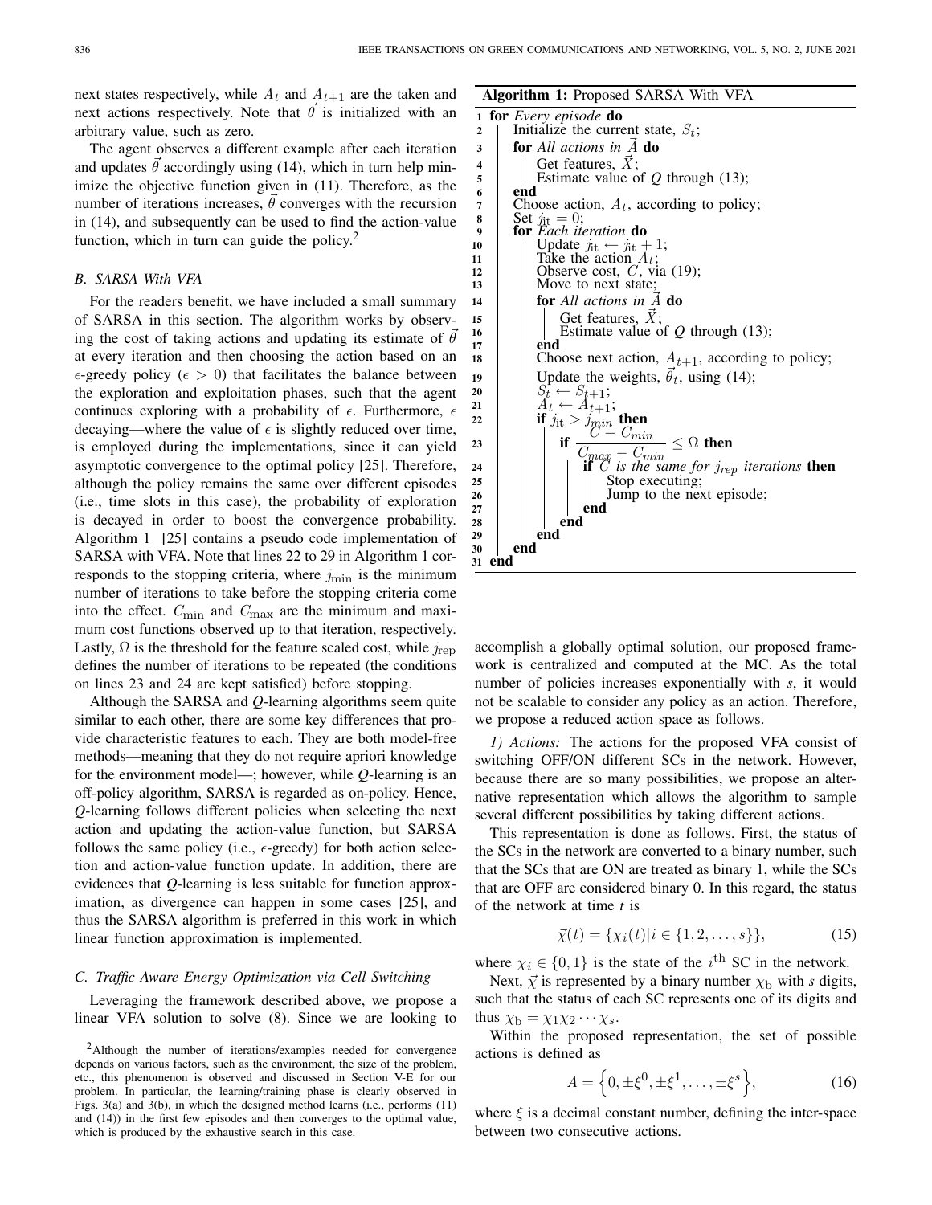next states respectively, while $A_t$ and $A_{t+1}$ are the taken and next actions respectively. Note that $\vec{\theta}$ is initialized with an arbitrary value, such as zero.

The agent observes a different example after each iteration and updates $\vec{\theta}$ accordingly using (14), which in turn help minimize the objective function given in (11). Therefore, as the number of iterations increases, $\vec{\theta}$ converges with the recursion in (14), and subsequently can be used to find the action-value function, which in turn can guide the policy.[2]

### *B. SARSA With VFA*

For the readers benefit, we have included a small summary of SARSA in this section. The algorithm works by observing the cost of taking actions and updating its estimate of $\vec{\theta}$ at every iteration and then choosing the action based on an $\epsilon$-greedy policy ($\epsilon > 0$) that facilitates the balance between the exploration and exploitation phases, such that the agent continues exploring with a probability of $\epsilon$. Furthermore, $\epsilon$ decaying—where the value of $\epsilon$ is slightly reduced over time, is employed during the implementations, since it can yield asymptotic convergence to the optimal policy [25]. Therefore, although the policy remains the same over different episodes (i.e., time slots in this case), the probability of exploration is decayed in order to boost the convergence probability. Algorithm 1 [25] contains a pseudo code implementation of SARSA with VFA. Note that lines 22 to 29 in Algorithm 1 corresponds to the stopping criteria, where $j_{\min}$ is the minimum number of iterations to take before the stopping criteria come into the effect. $C_{\min}$ and $C_{\max}$ are the minimum and maximum cost functions observed up to that iteration, respectively. Lastly, $\Omega$ is the threshold for the feature scaled cost, while $j_{\text{rep}}$ defines the number of iterations to be repeated (the conditions on lines 23 and 24 are kept satisfied) before stopping.

Although the SARSA and *Q*-learning algorithms seem quite similar to each other, there are some key differences that provide characteristic features to each. They are both model-free methods—meaning that they do not require apriori knowledge for the environment model—; however, while *Q*-learning is an off-policy algorithm, SARSA is regarded as on-policy. Hence, *Q*-learning follows different policies when selecting the next action and updating the action-value function, but SARSA follows the same policy (i.e., $\epsilon$-greedy) for both action selection and action-value function update. In addition, there are evidences that *Q*-learning is less suitable for function approximation, as divergence can happen in some cases [25], and thus the SARSA algorithm is preferred in this work in which linear function approximation is implemented.

### *C. Traffic Aware Energy Optimization via Cell Switching*

Leveraging the framework described above, we propose a linear VFA solution to solve (8). Since we are looking to accomplish a globally optimal solution, our proposed framework is centralized and computed at the MC. As the total number of policies increases exponentially with *s*, it would not be scalable to consider any policy as an action. Therefore, we propose a reduced action space as follows.

*1) Actions:* The actions for the proposed VFA consist of switching OFF/ON different SCs in the network. However, because there are so many possibilities, we propose an alternative representation which allows the algorithm to sample several different possibilities by taking different actions.

This representation is done as follows. First, the status of the SCs in the network are converted to a binary number, such that the SCs that are ON are treated as binary 1, while the SCs that are OFF are considered binary 0. In this regard, the status of the network at time *t* is

$$\vec{\chi}(t) = \{\chi_i(t) | i \in \{1, 2, \ldots, s\}\}, \tag{15}$$

where $\chi_i \in \{0, 1\}$ is the state of the $i^{\text{th}}$ SC in the network.

Next, $\vec{\chi}$ is represented by a binary number $\chi_{\text{b}}$ with *s* digits, such that the status of each SC represents one of its digits and thus $\chi_{\text{b}} = \chi_1 \chi_2 \cdots \chi_s$.

Within the proposed representation, the set of possible actions is defined as

$$A = \left\{0, \pm\xi^0, \pm\xi^1, \ldots, \pm\xi^s\right\}, \tag{16}$$

where $\xi$ is a decimal constant number, defining the inter-space between two consecutive actions.

**Algorithm 1:** Proposed SARSA With VFA

```
1  for Every episode do
2  |   Initialize the current state, S_t;
3  |   for All actions in A⃗ do
4  |   |   Get features, X⃗;
5  |   |   Estimate value of Q through (13);
6  |   end
7  |   Choose action, A_t, according to policy;
8  |   Set j_it = 0;
9  |   for Each iteration do
10 |   |   Update j_it ← j_it + 1;
11 |   |   Take the action A_t;
12 |   |   Observe cost, C, via (19);
13 |   |   Move to next state;
14 |   |   for All actions in A⃗ do
15 |   |   |   Get features, X⃗;
16 |   |   |   Estimate value of Q through (13);
17 |   |   end
18 |   |   Choose next action, A_{t+1}, according to policy;
19 |   |   Update the weights, θ⃗_t, using (14);
20 |   |   S_t ← S_{t+1};
21 |   |   A_t ← A_{t+1};
22 |   |   if j_it > j_min then
23 |   |   |   if (C − C_min)/(C_max − C_min) ≤ Ω then
24 |   |   |   |   if C is the same for j_rep iterations then
25 |   |   |   |   |   Stop executing;
26 |   |   |   |   |   Jump to the next episode;
27 |   |   |   |   end
28 |   |   |   end
29 |   |   end
30 |   end
31 end
```

[2] Although the number of iterations/examples needed for convergence depends on various factors, such as the environment, the size of the problem, etc., this phenomenon is observed and discussed in Section V-E for our problem. In particular, the learning/training phase is clearly observed in Figs. 3(a) and 3(b), in which the designed method learns (i.e., performs (11) and (14)) in the first few episodes and then converges to the optimal value, which is produced by the exhaustive search in this case.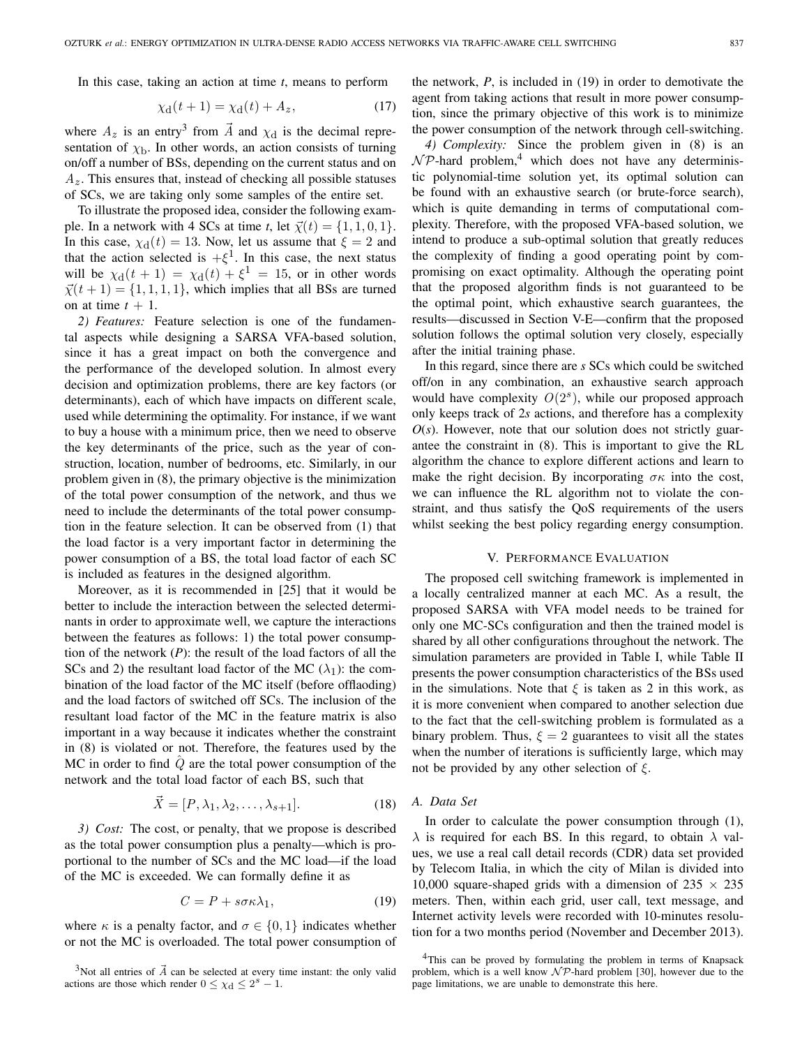In this case, taking an action at time *t*, means to perform

$$\chi_{\mathrm{d}}(t+1) = \chi_{\mathrm{d}}(t) + A_z, \tag{17}$$

where $A_z$ is an entry[3] from $\vec{A}$ and $\chi_{\mathrm{d}}$ is the decimal representation of $\chi_{\mathrm{b}}$. In other words, an action consists of turning on/off a number of BSs, depending on the current status and on $A_z$. This ensures that, instead of checking all possible statuses of SCs, we are taking only some samples of the entire set.

To illustrate the proposed idea, consider the following example. In a network with 4 SCs at time *t*, let $\vec{\chi}(t) = \{1, 1, 0, 1\}$. In this case, $\chi_{\mathrm{d}}(t) = 13$. Now, let us assume that $\xi = 2$ and that the action selected is $+\xi^1$. In this case, the next status will be $\chi_{\mathrm{d}}(t+1) = \chi_{\mathrm{d}}(t) + \xi^1 = 15$, or in other words $\vec{\chi}(t+1) = \{1, 1, 1, 1\}$, which implies that all BSs are turned on at time $t + 1$.

*2) Features:* Feature selection is one of the fundamental aspects while designing a SARSA VFA-based solution, since it has a great impact on both the convergence and the performance of the developed solution. In almost every decision and optimization problems, there are key factors (or determinants), each of which have impacts on different scale, used while determining the optimality. For instance, if we want to buy a house with a minimum price, then we need to observe the key determinants of the price, such as the year of construction, location, number of bedrooms, etc. Similarly, in our problem given in (8), the primary objective is the minimization of the total power consumption of the network, and thus we need to include the determinants of the total power consumption in the feature selection. It can be observed from (1) that the load factor is a very important factor in determining the power consumption of a BS, the total load factor of each SC is included as features in the designed algorithm.

Moreover, as it is recommended in [25] that it would be better to include the interaction between the selected determinants in order to approximate well, we capture the interactions between the features as follows: 1) the total power consumption of the network (*P*): the result of the load factors of all the SCs and 2) the resultant load factor of the MC ($\lambda_1$): the combination of the load factor of the MC itself (before offlaoding) and the load factors of switched off SCs. The inclusion of the resultant load factor of the MC in the feature matrix is also important in a way because it indicates whether the constraint in (8) is violated or not. Therefore, the features used by the MC in order to find $\hat{Q}$ are the total power consumption of the network and the total load factor of each BS, such that

$$\vec{X} = [P, \lambda_1, \lambda_2, \ldots, \lambda_{s+1}]. \tag{18}$$

*3) Cost:* The cost, or penalty, that we propose is described as the total power consumption plus a penalty—which is proportional to the number of SCs and the MC load—if the load of the MC is exceeded. We can formally define it as

$$C = P + s\sigma\kappa\lambda_1, \tag{19}$$

where $\kappa$ is a penalty factor, and $\sigma \in \{0, 1\}$ indicates whether or not the MC is overloaded. The total power consumption of the network, *P*, is included in (19) in order to demotivate the agent from taking actions that result in more power consumption, since the primary objective of this work is to minimize the power consumption of the network through cell-switching.

*4) Complexity:* Since the problem given in (8) is an $\mathcal{NP}$-hard problem,[4] which does not have any deterministic polynomial-time solution yet, its optimal solution can be found with an exhaustive search (or brute-force search), which is quite demanding in terms of computational complexity. Therefore, with the proposed VFA-based solution, we intend to produce a sub-optimal solution that greatly reduces the complexity of finding a good operating point by compromising on exact optimality. Although the operating point that the proposed algorithm finds is not guaranteed to be the optimal point, which exhaustive search guarantees, the results—discussed in Section V-E—confirm that the proposed solution follows the optimal solution very closely, especially after the initial training phase.

In this regard, since there are *s* SCs which could be switched off/on in any combination, an exhaustive search approach would have complexity $O(2^s)$, while our proposed approach only keeps track of 2*s* actions, and therefore has a complexity *O*(*s*). However, note that our solution does not strictly guarantee the constraint in (8). This is important to give the RL algorithm the chance to explore different actions and learn to make the right decision. By incorporating $\sigma\kappa$ into the cost, we can influence the RL algorithm not to violate the constraint, and thus satisfy the QoS requirements of the users whilst seeking the best policy regarding energy consumption.

## V. Performance Evaluation

The proposed cell switching framework is implemented in a locally centralized manner at each MC. As a result, the proposed SARSA with VFA model needs to be trained for only one MC-SCs configuration and then the trained model is shared by all other configurations throughout the network. The simulation parameters are provided in Table I, while Table II presents the power consumption characteristics of the BSs used in the simulations. Note that $\xi$ is taken as 2 in this work, as it is more convenient when compared to another selection due to the fact that the cell-switching problem is formulated as a binary problem. Thus, $\xi = 2$ guarantees to visit all the states when the number of iterations is sufficiently large, which may not be provided by any other selection of $\xi$.

### A. Data Set

In order to calculate the power consumption through (1), $\lambda$ is required for each BS. In this regard, to obtain $\lambda$ values, we use a real call detail records (CDR) data set provided by Telecom Italia, in which the city of Milan is divided into 10,000 square-shaped grids with a dimension of 235 × 235 meters. Then, within each grid, user call, text message, and Internet activity levels were recorded with 10-minutes resolution for a two months period (November and December 2013).

[3]Not all entries of $\vec{A}$ can be selected at every time instant: the only valid actions are those which render $0 \leq \chi_{\mathrm{d}} \leq 2^s - 1$.

[4]This can be proved by formulating the problem in terms of Knapsack problem, which is a well know $\mathcal{NP}$-hard problem [30], however due to the page limitations, we are unable to demonstrate this here.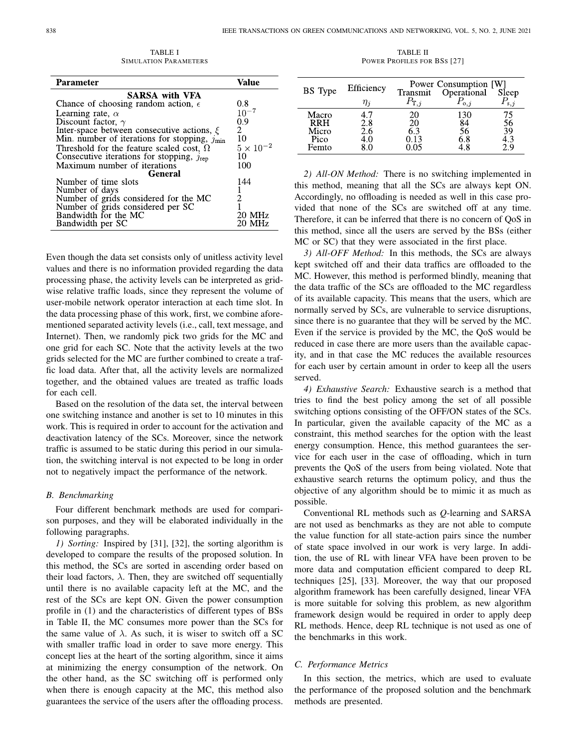TABLE I
SIMULATION PARAMETERS

| Parameter | Value |
|---|---|
| **SARSA with VFA** | |
| Chance of choosing random action, $\epsilon$ | 0.8 |
| Learning rate, $\alpha$ | $10^{-7}$ |
| Discount factor, $\gamma$ | 0.9 |
| Inter-space between consecutive actions, $\xi$ | 2 |
| Min. number of iterations for stopping, $j_{\min}$ | 10 |
| Threshold for the feature scaled cost, $\Omega$ | $5 \times 10^{-2}$ |
| Consecutive iterations for stopping, $j_{\text{rep}}$ | 10 |
| Maximum number of iterations | 100 |
| **General** | |
| Number of time slots | 144 |
| Number of days | 1 |
| Number of grids considered for the MC | 2 |
| Number of grids considered per SC | 1 |
| Bandwidth for the MC | 20 MHz |
| Bandwidth per SC | 20 MHz |

TABLE II
POWER PROFILES FOR BSS [27]

| BS Type | Efficiency | Power Consumption [W] | | |
|---|---|---|---|---|
| | $\eta_j$ | Transmit $P_{\mathrm{T},j}$ | Operational $P_{\mathrm{o},j}$ | Sleep $P_{\mathrm{s},j}$ |
| Macro | 4.7 | 20 | 130 | 75 |
| RRH | 2.8 | 20 | 84 | 56 |
| Micro | 2.6 | 6.3 | 56 | 39 |
| Pico | 4.0 | 0.13 | 6.8 | 4.3 |
| Femto | 8.0 | 0.05 | 4.8 | 2.9 |

Even though the data set consists only of unitless activity level values and there is no information provided regarding the data processing phase, the activity levels can be interpreted as grid-wise relative traffic loads, since they represent the volume of user-mobile network operator interaction at each time slot. In the data processing phase of this work, first, we combine aforementioned separated activity levels (i.e., call, text message, and Internet). Then, we randomly pick two grids for the MC and one grid for each SC. Note that the activity levels at the two grids selected for the MC are further combined to create a traffic load data. After that, all the activity levels are normalized together, and the obtained values are treated as traffic loads for each cell.

Based on the resolution of the data set, the interval between one switching instance and another is set to 10 minutes in this work. This is required in order to account for the activation and deactivation latency of the SCs. Moreover, since the network traffic is assumed to be static during this period in our simulation, the switching interval is not expected to be long in order not to negatively impact the performance of the network.

### B. Benchmarking

Four different benchmark methods are used for comparison purposes, and they will be elaborated individually in the following paragraphs.

*1) Sorting:* Inspired by [31], [32], the sorting algorithm is developed to compare the results of the proposed solution. In this method, the SCs are sorted in ascending order based on their load factors, $\lambda$. Then, they are switched off sequentially until there is no available capacity left at the MC, and the rest of the SCs are kept ON. Given the power consumption profile in (1) and the characteristics of different types of BSs in Table II, the MC consumes more power than the SCs for the same value of $\lambda$. As such, it is wiser to switch off a SC with smaller traffic load in order to save more energy. This concept lies at the heart of the sorting algorithm, since it aims at minimizing the energy consumption of the network. On the other hand, as the SC switching off is performed only when there is enough capacity at the MC, this method also guarantees the service of the users after the offloading process.

*2) All-ON Method:* There is no switching implemented in this method, meaning that all the SCs are always kept ON. Accordingly, no offloading is needed as well in this case provided that none of the SCs are switched off at any time. Therefore, it can be inferred that there is no concern of QoS in this method, since all the users are served by the BSs (either MC or SC) that they were associated in the first place.

*3) All-OFF Method:* In this methods, the SCs are always kept switched off and their data traffics are offloaded to the MC. However, this method is performed blindly, meaning that the data traffic of the SCs are offloaded to the MC regardless of its available capacity. This means that the users, which are normally served by SCs, are vulnerable to service disruptions, since there is no guarantee that they will be served by the MC. Even if the service is provided by the MC, the QoS would be reduced in case there are more users than the available capacity, and in that case the MC reduces the available resources for each user by certain amount in order to keep all the users served.

*4) Exhaustive Search:* Exhaustive search is a method that tries to find the best policy among the set of all possible switching options consisting of the OFF/ON states of the SCs. In particular, given the available capacity of the MC as a constraint, this method searches for the option with the least energy consumption. Hence, this method guarantees the service for each user in the case of offloading, which in turn prevents the QoS of the users from being violated. Note that exhaustive search returns the optimum policy, and thus the objective of any algorithm should be to mimic it as much as possible.

Conventional RL methods such as *Q*-learning and SARSA are not used as benchmarks as they are not able to compute the value function for all state-action pairs since the number of state space involved in our work is very large. In addition, the use of RL with linear VFA have been proven to be more data and computation efficient compared to deep RL techniques [25], [33]. Moreover, the way that our proposed algorithm framework has been carefully designed, linear VFA is more suitable for solving this problem, as new algorithm framework design would be required in order to apply deep RL methods. Hence, deep RL technique is not used as one of the benchmarks in this work.

### C. Performance Metrics

In this section, the metrics, which are used to evaluate the performance of the proposed solution and the benchmark methods are presented.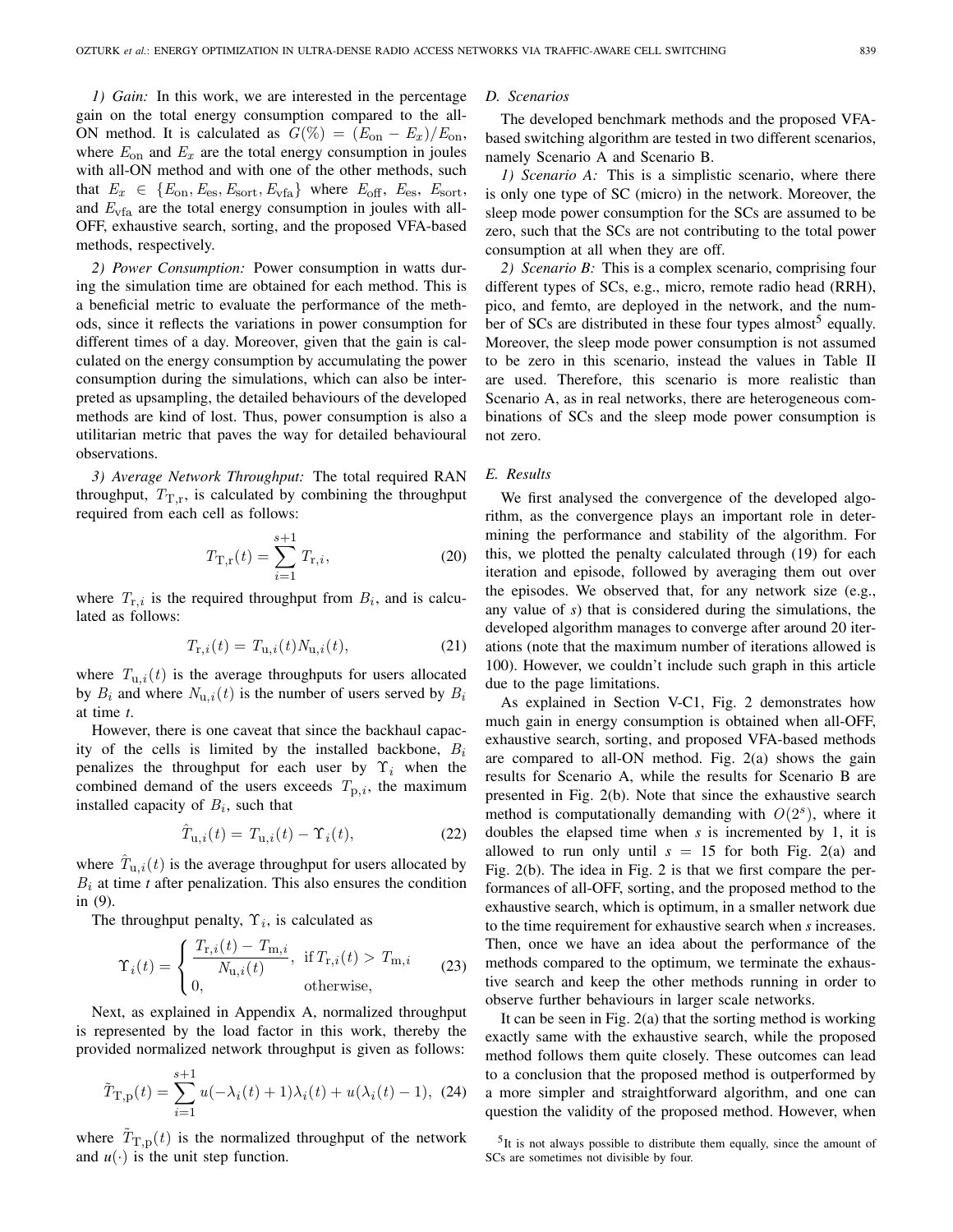*1) Gain:* In this work, we are interested in the percentage gain on the total energy consumption compared to the all-ON method. It is calculated as $G(\%) = (E_{\text{on}} - E_x)/E_{\text{on}}$, where $E_{\text{on}}$ and $E_x$ are the total energy consumption in joules with all-ON method and with one of the other methods, such that $E_x \in \{E_{\text{on}}, E_{\text{es}}, E_{\text{sort}}, E_{\text{vfa}}\}$ where $E_{\text{off}}$, $E_{\text{es}}$, $E_{\text{sort}}$, and $E_{\text{vfa}}$ are the total energy consumption in joules with all-OFF, exhaustive search, sorting, and the proposed VFA-based methods, respectively.

*2) Power Consumption:* Power consumption in watts during the simulation time are obtained for each method. This is a beneficial metric to evaluate the performance of the methods, since it reflects the variations in power consumption for different times of a day. Moreover, given that the gain is calculated on the energy consumption by accumulating the power consumption during the simulations, which can also be interpreted as upsampling, the detailed behaviours of the developed methods are kind of lost. Thus, power consumption is also a utilitarian metric that paves the way for detailed behavioural observations.

*3) Average Network Throughput:* The total required RAN throughput, $T_{\text{T,r}}$, is calculated by combining the throughput required from each cell as follows:

$$T_{\text{T,r}}(t) = \sum_{i=1}^{s+1} T_{\text{r},i}, \tag{20}$$

where $T_{\text{r},i}$ is the required throughput from $B_i$, and is calculated as follows:

$$T_{\text{r},i}(t) = T_{\text{u},i}(t) N_{\text{u},i}(t), \tag{21}$$

where $T_{\text{u},i}(t)$ is the average throughputs for users allocated by $B_i$ and where $N_{\text{u},i}(t)$ is the number of users served by $B_i$ at time *t*.

However, there is one caveat that since the backhaul capacity of the cells is limited by the installed backbone, $B_i$ penalizes the throughput for each user by $\Upsilon_i$ when the combined demand of the users exceeds $T_{\text{p},i}$, the maximum installed capacity of $B_i$, such that

$$\hat{T}_{\text{u},i}(t) = T_{\text{u},i}(t) - \Upsilon_i(t), \tag{22}$$

where $\hat{T}_{\text{u},i}(t)$ is the average throughput for users allocated by $B_i$ at time *t* after penalization. This also ensures the condition in (9).

The throughput penalty, $\Upsilon_i$, is calculated as

$$\Upsilon_i(t) = \begin{cases} \dfrac{T_{\text{r},i}(t) - T_{\text{m},i}}{N_{\text{u},i}(t)}, & \text{if } T_{\text{r},i}(t) > T_{\text{m},i} \\ 0, & \text{otherwise,} \end{cases} \tag{23}$$

Next, as explained in Appendix A, normalized throughput is represented by the load factor in this work, thereby the provided normalized network throughput is given as follows:

$$\tilde{T}_{\text{T,p}}(t) = \sum_{i=1}^{s+1} u(-\lambda_i(t) + 1)\lambda_i(t) + u(\lambda_i(t) - 1), \tag{24}$$

where $\tilde{T}_{\text{T,p}}(t)$ is the normalized throughput of the network and $u(\cdot)$ is the unit step function.

### D. Scenarios

The developed benchmark methods and the proposed VFA-based switching algorithm are tested in two different scenarios, namely Scenario A and Scenario B.

*1) Scenario A:* This is a simplistic scenario, where there is only one type of SC (micro) in the network. Moreover, the sleep mode power consumption for the SCs are assumed to be zero, such that the SCs are not contributing to the total power consumption at all when they are off.

*2) Scenario B:* This is a complex scenario, comprising four different types of SCs, e.g., micro, remote radio head (RRH), pico, and femto, are deployed in the network, and the number of SCs are distributed in these four types almost[5] equally. Moreover, the sleep mode power consumption is not assumed to be zero in this scenario, instead the values in Table II are used. Therefore, this scenario is more realistic than Scenario A, as in real networks, there are heterogeneous combinations of SCs and the sleep mode power consumption is not zero.

### E. Results

We first analysed the convergence of the developed algorithm, as the convergence plays an important role in determining the performance and stability of the algorithm. For this, we plotted the penalty calculated through (19) for each iteration and episode, followed by averaging them out over the episodes. We observed that, for any network size (e.g., any value of *s*) that is considered during the simulations, the developed algorithm manages to converge after around 20 iterations (note that the maximum number of iterations allowed is 100). However, we couldn't include such graph in this article due to the page limitations.

As explained in Section V-C1, Fig. 2 demonstrates how much gain in energy consumption is obtained when all-OFF, exhaustive search, sorting, and proposed VFA-based methods are compared to all-ON method. Fig. 2(a) shows the gain results for Scenario A, while the results for Scenario B are presented in Fig. 2(b). Note that since the exhaustive search method is computationally demanding with $O(2^s)$, where it doubles the elapsed time when *s* is incremented by 1, it is allowed to run only until $s = 15$ for both Fig. 2(a) and Fig. 2(b). The idea in Fig. 2 is that we first compare the performances of all-OFF, sorting, and the proposed method to the exhaustive search, which is optimum, in a smaller network due to the time requirement for exhaustive search when *s* increases. Then, once we have an idea about the performance of the methods compared to the optimum, we terminate the exhaustive search and keep the other methods running in order to observe further behaviours in larger scale networks.

It can be seen in Fig. 2(a) that the sorting method is working exactly same with the exhaustive search, while the proposed method follows them quite closely. These outcomes can lead to a conclusion that the proposed method is outperformed by a more simpler and straightforward algorithm, and one can question the validity of the proposed method. However, when

[5]It is not always possible to distribute them equally, since the amount of SCs are sometimes not divisible by four.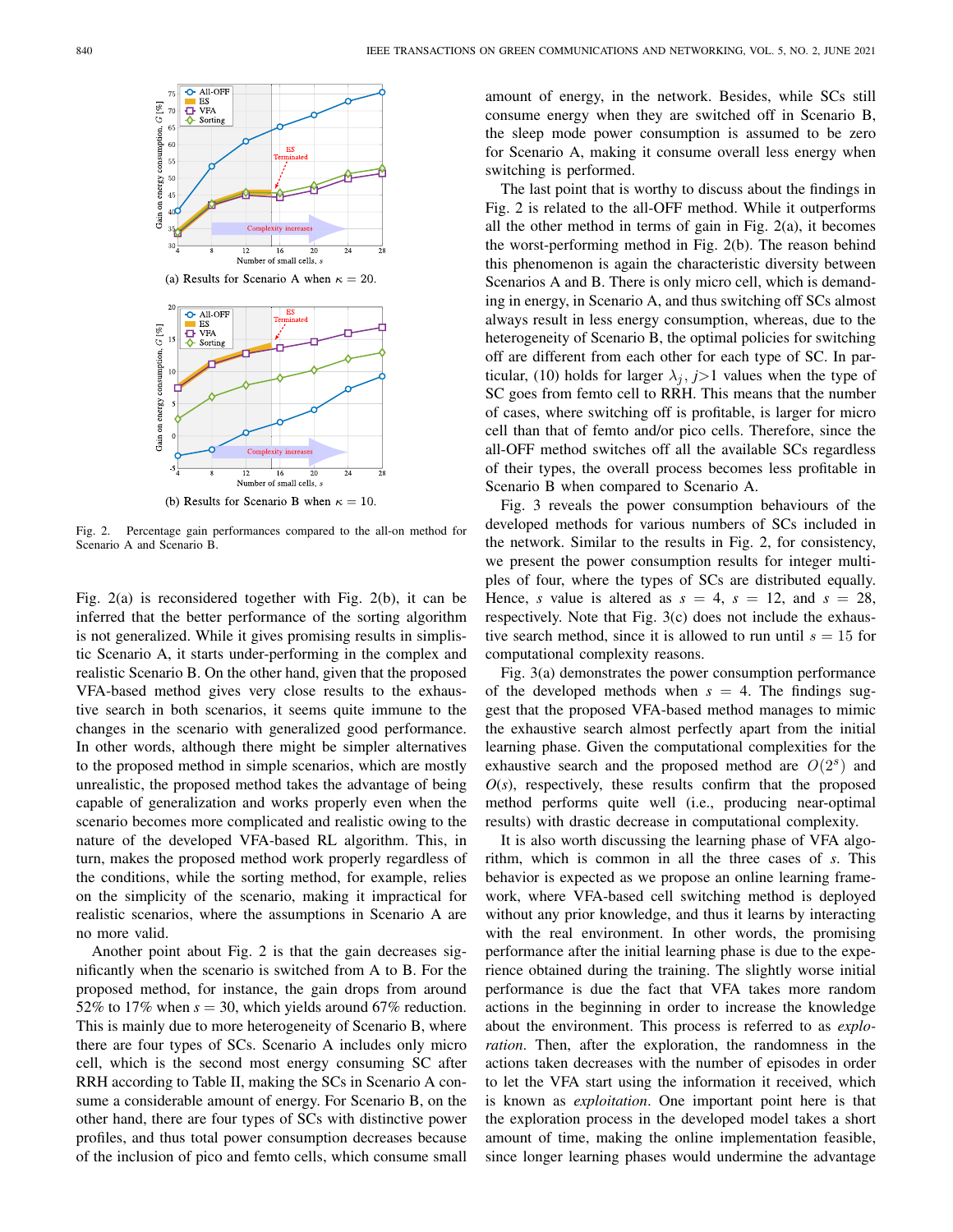(a) Results for Scenario A when $\kappa = 20$.

(b) Results for Scenario B when $\kappa = 10$.

Fig. 2. Percentage gain performances compared to the all-on method for Scenario A and Scenario B.

Fig. 2(a) is reconsidered together with Fig. 2(b), it can be inferred that the better performance of the sorting algorithm is not generalized. While it gives promising results in simplistic Scenario A, it starts under-performing in the complex and realistic Scenario B. On the other hand, given that the proposed VFA-based method gives very close results to the exhaustive search in both scenarios, it seems quite immune to the changes in the scenario with generalized good performance. In other words, although there might be simpler alternatives to the proposed method in simple scenarios, which are mostly unrealistic, the proposed method takes the advantage of being capable of generalization and works properly even when the scenario becomes more complicated and realistic owing to the nature of the developed VFA-based RL algorithm. This, in turn, makes the proposed method work properly regardless of the conditions, while the sorting method, for example, relies on the simplicity of the scenario, making it impractical for realistic scenarios, where the assumptions in Scenario A are no more valid.

Another point about Fig. 2 is that the gain decreases significantly when the scenario is switched from A to B. For the proposed method, for instance, the gain drops from around 52% to 17% when $s = 30$, which yields around 67% reduction. This is mainly due to more heterogeneity of Scenario B, where there are four types of SCs. Scenario A includes only micro cell, which is the second most energy consuming SC after RRH according to Table II, making the SCs in Scenario A consume a considerable amount of energy. For Scenario B, on the other hand, there are four types of SCs with distinctive power profiles, and thus total power consumption decreases because of the inclusion of pico and femto cells, which consume small amount of energy, in the network. Besides, while SCs still consume energy when they are switched off in Scenario B, the sleep mode power consumption is assumed to be zero for Scenario A, making it consume overall less energy when switching is performed.

The last point that is worthy to discuss about the findings in Fig. 2 is related to the all-OFF method. While it outperforms all the other method in terms of gain in Fig. 2(a), it becomes the worst-performing method in Fig. 2(b). The reason behind this phenomenon is again the characteristic diversity between Scenarios A and B. There is only micro cell, which is demanding in energy, in Scenario A, and thus switching off SCs almost always result in less energy consumption, whereas, due to the heterogeneity of Scenario B, the optimal policies for switching off are different from each other for each type of SC. In particular, (10) holds for larger $\lambda_j, j{>}1$ values when the type of SC goes from femto cell to RRH. This means that the number of cases, where switching off is profitable, is larger for micro cell than that of femto and/or pico cells. Therefore, since the all-OFF method switches off all the available SCs regardless of their types, the overall process becomes less profitable in Scenario B when compared to Scenario A.

Fig. 3 reveals the power consumption behaviours of the developed methods for various numbers of SCs included in the network. Similar to the results in Fig. 2, for consistency, we present the power consumption results for integer multiples of four, where the types of SCs are distributed equally. Hence, $s$ value is altered as $s = 4$, $s = 12$, and $s = 28$, respectively. Note that Fig. 3(c) does not include the exhaustive search method, since it is allowed to run until $s = 15$ for computational complexity reasons.

Fig. 3(a) demonstrates the power consumption performance of the developed methods when $s = 4$. The findings suggest that the proposed VFA-based method manages to mimic the exhaustive search almost perfectly apart from the initial learning phase. Given the computational complexities for the exhaustive search and the proposed method are $O(2^s)$ and $O(s)$, respectively, these results confirm that the proposed method performs quite well (i.e., producing near-optimal results) with drastic decrease in computational complexity.

It is also worth discussing the learning phase of VFA algorithm, which is common in all the three cases of $s$. This behavior is expected as we propose an online learning framework, where VFA-based cell switching method is deployed without any prior knowledge, and thus it learns by interacting with the real environment. In other words, the promising performance after the initial learning phase is due to the experience obtained during the training. The slightly worse initial performance is due the fact that VFA takes more random actions in the beginning in order to increase the knowledge about the environment. This process is referred to as *exploration*. Then, after the exploration, the randomness in the actions taken decreases with the number of episodes in order to let the VFA start using the information it received, which is known as *exploitation*. One important point here is that the exploration process in the developed model takes a short amount of time, making the online implementation feasible, since longer learning phases would undermine the advantage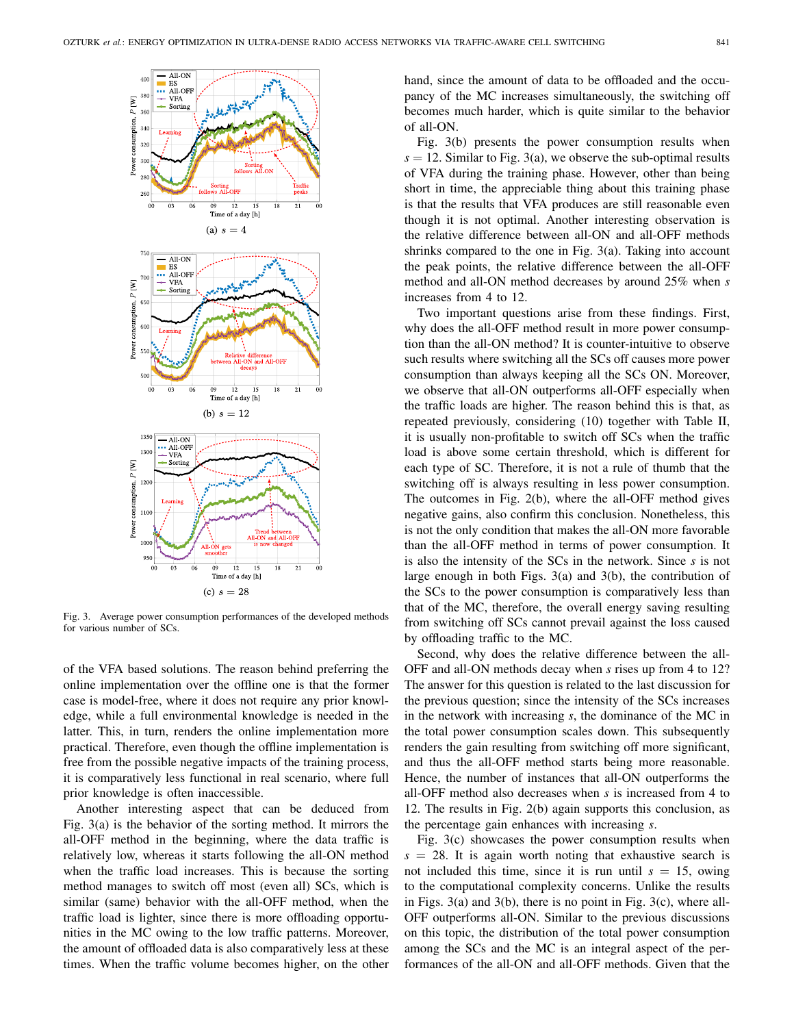Fig. 3. Average power consumption performances of the developed methods for various number of SCs.

of the VFA based solutions. The reason behind preferring the online implementation over the offline one is that the former case is model-free, where it does not require any prior knowledge, while a full environmental knowledge is needed in the latter. This, in turn, renders the online implementation more practical. Therefore, even though the offline implementation is free from the possible negative impacts of the training process, it is comparatively less functional in real scenario, where full prior knowledge is often inaccessible.

Another interesting aspect that can be deduced from Fig. 3(a) is the behavior of the sorting method. It mirrors the all-OFF method in the beginning, where the data traffic is relatively low, whereas it starts following the all-ON method when the traffic load increases. This is because the sorting method manages to switch off most (even all) SCs, which is similar (same) behavior with the all-OFF method, when the traffic load is lighter, since there is more offloading opportunities in the MC owing to the low traffic patterns. Moreover, the amount of offloaded data is also comparatively less at these times. When the traffic volume becomes higher, on the other hand, since the amount of data to be offloaded and the occupancy of the MC increases simultaneously, the switching off becomes much harder, which is quite similar to the behavior of all-ON.

Fig. 3(b) presents the power consumption results when $s = 12$. Similar to Fig. 3(a), we observe the sub-optimal results of VFA during the training phase. However, other than being short in time, the appreciable thing about this training phase is that the results that VFA produces are still reasonable even though it is not optimal. Another interesting observation is the relative difference between all-ON and all-OFF methods shrinks compared to the one in Fig. 3(a). Taking into account the peak points, the relative difference between the all-OFF method and all-ON method decreases by around 25% when $s$ increases from 4 to 12.

Two important questions arise from these findings. First, why does the all-OFF method result in more power consumption than the all-ON method? It is counter-intuitive to observe such results where switching all the SCs off causes more power consumption than always keeping all the SCs ON. Moreover, we observe that all-ON outperforms all-OFF especially when the traffic loads are higher. The reason behind this is that, as repeated previously, considering (10) together with Table II, it is usually non-profitable to switch off SCs when the traffic load is above some certain threshold, which is different for each type of SC. Therefore, it is not a rule of thumb that the switching off is always resulting in less power consumption. The outcomes in Fig. 2(b), where the all-OFF method gives negative gains, also confirm this conclusion. Nonetheless, this is not the only condition that makes the all-ON more favorable than the all-OFF method in terms of power consumption. It is also the intensity of the SCs in the network. Since $s$ is not large enough in both Figs. 3(a) and 3(b), the contribution of the SCs to the power consumption is comparatively less than that of the MC, therefore, the overall energy saving resulting from switching off SCs cannot prevail against the loss caused by offloading traffic to the MC.

Second, why does the relative difference between the all-OFF and all-ON methods decay when $s$ rises up from 4 to 12? The answer for this question is related to the last discussion for the previous question; since the intensity of the SCs increases in the network with increasing $s$, the dominance of the MC in the total power consumption scales down. This subsequently renders the gain resulting from switching off more significant, and thus the all-OFF method starts being more reasonable. Hence, the number of instances that all-ON outperforms the all-OFF method also decreases when $s$ is increased from 4 to 12. The results in Fig. 2(b) again supports this conclusion, as the percentage gain enhances with increasing $s$.

Fig. 3(c) showcases the power consumption results when $s = 28$. It is again worth noting that exhaustive search is not included this time, since it is run until $s = 15$, owing to the computational complexity concerns. Unlike the results in Figs. 3(a) and 3(b), there is no point in Fig. 3(c), where all-OFF outperforms all-ON. Similar to the previous discussions on this topic, the distribution of the total power consumption among the SCs and the MC is an integral aspect of the performances of the all-ON and all-OFF methods. Given that the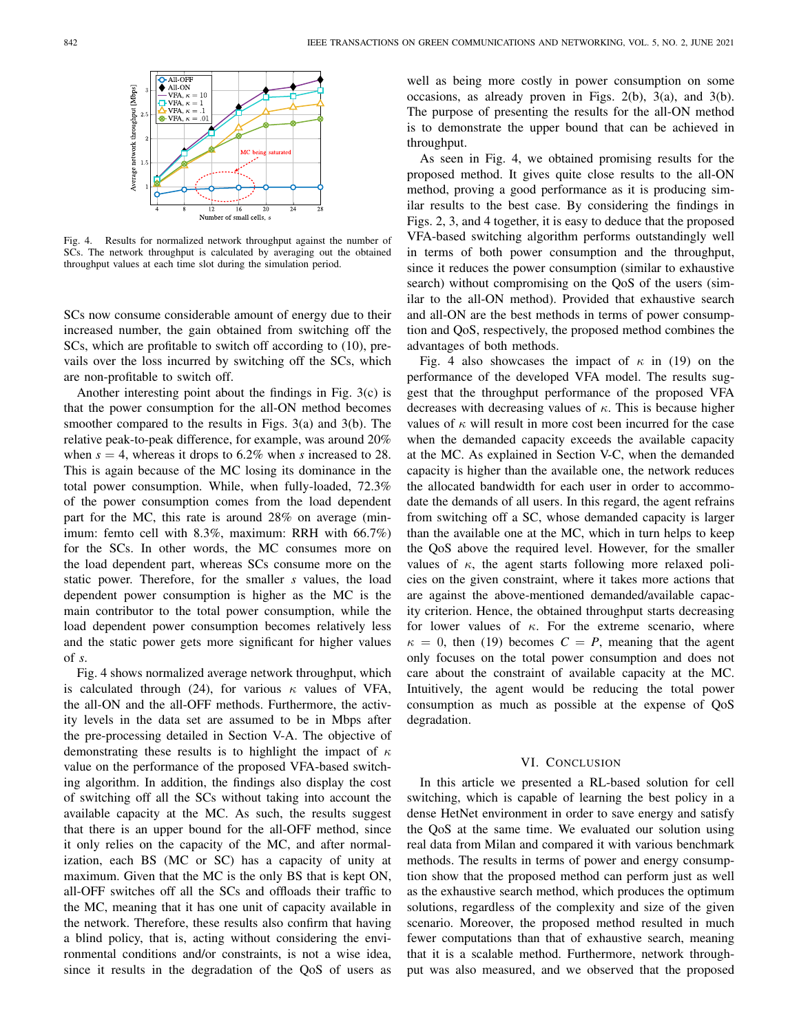Fig. 4. Results for normalized network throughput against the number of SCs. The network throughput is calculated by averaging out the obtained throughput values at each time slot during the simulation period.

SCs now consume considerable amount of energy due to their increased number, the gain obtained from switching off the SCs, which are profitable to switch off according to (10), prevails over the loss incurred by switching off the SCs, which are non-profitable to switch off.

Another interesting point about the findings in Fig. 3(c) is that the power consumption for the all-ON method becomes smoother compared to the results in Figs. 3(a) and 3(b). The relative peak-to-peak difference, for example, was around 20% when $s = 4$, whereas it drops to 6.2% when $s$ increased to 28. This is again because of the MC losing its dominance in the total power consumption. While, when fully-loaded, 72.3% of the power consumption comes from the load dependent part for the MC, this rate is around 28% on average (minimum: femto cell with 8.3%, maximum: RRH with 66.7%) for the SCs. In other words, the MC consumes more on the load dependent part, whereas SCs consume more on the static power. Therefore, for the smaller $s$ values, the load dependent power consumption is higher as the MC is the main contributor to the total power consumption, while the load dependent power consumption becomes relatively less and the static power gets more significant for higher values of $s$.

Fig. 4 shows normalized average network throughput, which is calculated through (24), for various $\kappa$ values of VFA, the all-ON and the all-OFF methods. Furthermore, the activity levels in the data set are assumed to be in Mbps after the pre-processing detailed in Section V-A. The objective of demonstrating these results is to highlight the impact of $\kappa$ value on the performance of the proposed VFA-based switching algorithm. In addition, the findings also display the cost of switching off all the SCs without taking into account the available capacity at the MC. As such, the results suggest that there is an upper bound for the all-OFF method, since it only relies on the capacity of the MC, and after normalization, each BS (MC or SC) has a capacity of unity at maximum. Given that the MC is the only BS that is kept ON, all-OFF switches off all the SCs and offloads their traffic to the MC, meaning that it has one unit of capacity available in the network. Therefore, these results also confirm that having a blind policy, that is, acting without considering the environmental conditions and/or constraints, is not a wise idea, since it results in the degradation of the QoS of users as well as being more costly in power consumption on some occasions, as already proven in Figs. 2(b), 3(a), and 3(b). The purpose of presenting the results for the all-ON method is to demonstrate the upper bound that can be achieved in throughput.

As seen in Fig. 4, we obtained promising results for the proposed method. It gives quite close results to the all-ON method, proving a good performance as it is producing similar results to the best case. By considering the findings in Figs. 2, 3, and 4 together, it is easy to deduce that the proposed VFA-based switching algorithm performs outstandingly well in terms of both power consumption and the throughput, since it reduces the power consumption (similar to exhaustive search) without compromising on the QoS of the users (similar to the all-ON method). Provided that exhaustive search and all-ON are the best methods in terms of power consumption and QoS, respectively, the proposed method combines the advantages of both methods.

Fig. 4 also showcases the impact of $\kappa$ in (19) on the performance of the developed VFA model. The results suggest that the throughput performance of the proposed VFA decreases with decreasing values of $\kappa$. This is because higher values of $\kappa$ will result in more cost been incurred for the case when the demanded capacity exceeds the available capacity at the MC. As explained in Section V-C, when the demanded capacity is higher than the available one, the network reduces the allocated bandwidth for each user in order to accommodate the demands of all users. In this regard, the agent refrains from switching off a SC, whose demanded capacity is larger than the available one at the MC, which in turn helps to keep the QoS above the required level. However, for the smaller values of $\kappa$, the agent starts following more relaxed policies on the given constraint, where it takes more actions that are against the above-mentioned demanded/available capacity criterion. Hence, the obtained throughput starts decreasing for lower values of $\kappa$. For the extreme scenario, where $\kappa = 0$, then (19) becomes $C = P$, meaning that the agent only focuses on the total power consumption and does not care about the constraint of available capacity at the MC. Intuitively, the agent would be reducing the total power consumption as much as possible at the expense of QoS degradation.

## VI. Conclusion

In this article we presented a RL-based solution for cell switching, which is capable of learning the best policy in a dense HetNet environment in order to save energy and satisfy the QoS at the same time. We evaluated our solution using real data from Milan and compared it with various benchmark methods. The results in terms of power and energy consumption show that the proposed method can perform just as well as the exhaustive search method, which produces the optimum solutions, regardless of the complexity and size of the given scenario. Moreover, the proposed method resulted in much fewer computations than that of exhaustive search, meaning that it is a scalable method. Furthermore, network throughput was also measured, and we observed that the proposed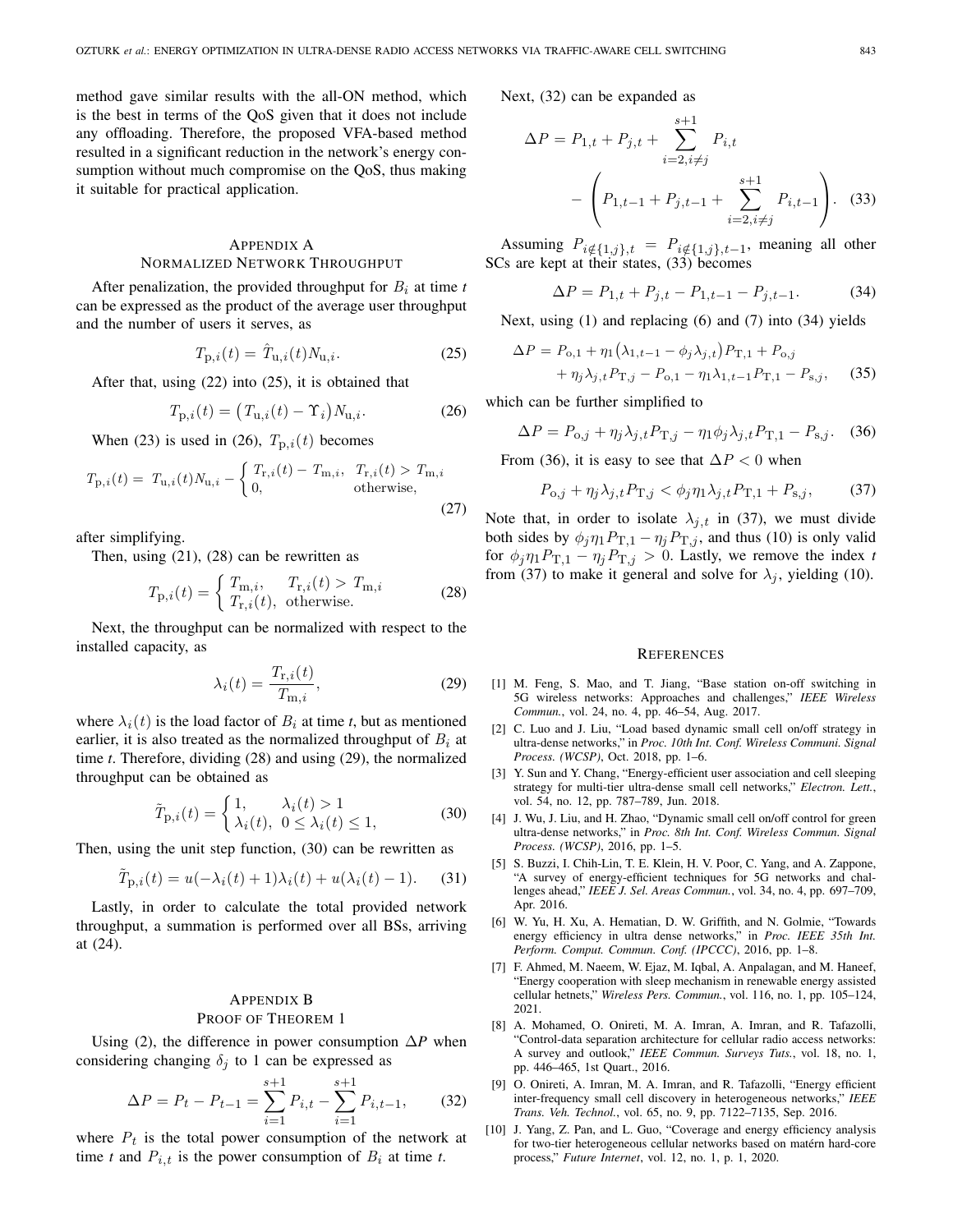method gave similar results with the all-ON method, which is the best in terms of the QoS given that it does not include any offloading. Therefore, the proposed VFA-based method resulted in a significant reduction in the network's energy consumption without much compromise on the QoS, thus making it suitable for practical application.

## Appendix A
## Normalized Network Throughput

After penalization, the provided throughput for $B_i$ at time $t$ can be expressed as the product of the average user throughput and the number of users it serves, as

$$T_{\mathrm{p},i}(t) = \hat{T}_{\mathrm{u},i}(t) N_{\mathrm{u},i}. \tag{25}$$

After that, using (22) into (25), it is obtained that

$$T_{\mathrm{p},i}(t) = \big(T_{\mathrm{u},i}(t) - \Upsilon_i\big) N_{\mathrm{u},i}. \tag{26}$$

When (23) is used in (26), $T_{\mathrm{p},i}(t)$ becomes

$$T_{\mathrm{p},i}(t) = \; T_{\mathrm{u},i}(t) N_{\mathrm{u},i} - \begin{cases} T_{\mathrm{r},i}(t) - T_{\mathrm{m},i}, & T_{\mathrm{r},i}(t) > T_{\mathrm{m},i} \\ 0, & \text{otherwise,} \end{cases} \tag{27}$$

after simplifying.

Then, using (21), (28) can be rewritten as

$$T_{\mathrm{p},i}(t) = \begin{cases} T_{\mathrm{m},i}, & T_{\mathrm{r},i}(t) > T_{\mathrm{m},i} \\ T_{\mathrm{r},i}(t), & \text{otherwise.} \end{cases} \tag{28}$$

Next, the throughput can be normalized with respect to the installed capacity, as

$$\lambda_i(t) = \frac{T_{\mathrm{r},i}(t)}{T_{\mathrm{m},i}}, \tag{29}$$

where $\lambda_i(t)$ is the load factor of $B_i$ at time *t*, but as mentioned earlier, it is also treated as the normalized throughput of $B_i$ at time *t*. Therefore, dividing (28) and using (29), the normalized throughput can be obtained as

$$\tilde{T}_{\mathrm{p},i}(t) = \begin{cases} 1, & \lambda_i(t) > 1 \\ \lambda_i(t), & 0 \leq \lambda_i(t) \leq 1, \end{cases} \tag{30}$$

Then, using the unit step function, (30) can be rewritten as

$$\tilde{T}_{\mathrm{p},i}(t) = u(-\lambda_i(t) + 1)\lambda_i(t) + u(\lambda_i(t) - 1). \tag{31}$$

Lastly, in order to calculate the total provided network throughput, a summation is performed over all BSs, arriving at (24).

## Appendix B
## Proof of Theorem 1

Using (2), the difference in power consumption $\Delta P$ when considering changing $\delta_j$ to 1 can be expressed as

$$\Delta P = P_t - P_{t-1} = \sum_{i=1}^{s+1} P_{i,t} - \sum_{i=1}^{s+1} P_{i,t-1}, \tag{32}$$

where $P_t$ is the total power consumption of the network at time $t$ and $P_{i,t}$ is the power consumption of $B_i$ at time $t$.

Next, (32) can be expanded as

$$\Delta P = P_{1,t} + P_{j,t} + \sum_{i=2, i\neq j}^{s+1} P_{i,t} - \left( P_{1,t-1} + P_{j,t-1} + \sum_{i=2, i\neq j}^{s+1} P_{i,t-1} \right). \tag{33}$$

Assuming $P_{i \notin \{1,j\},t} = P_{i \notin \{1,j\},t-1}$, meaning all other SCs are kept at their states, (33) becomes

$$\Delta P = P_{1,t} + P_{j,t} - P_{1,t-1} - P_{j,t-1}. \tag{34}$$

Next, using (1) and replacing (6) and (7) into (34) yields

$$\Delta P = P_{\mathrm{o},1} + \eta_1\big(\lambda_{1,t-1} - \phi_j \lambda_{j,t}\big) P_{\mathrm{T},1} + P_{\mathrm{o},j} + \eta_j \lambda_{j,t} P_{\mathrm{T},j} - P_{\mathrm{o},1} - \eta_1 \lambda_{1,t-1} P_{\mathrm{T},1} - P_{\mathrm{s},j}, \tag{35}$$

which can be further simplified to

$$\Delta P = P_{\mathrm{o},j} + \eta_j \lambda_{j,t} P_{\mathrm{T},j} - \eta_1 \phi_j \lambda_{j,t} P_{\mathrm{T},1} - P_{\mathrm{s},j}. \tag{36}$$

From (36), it is easy to see that $\Delta P < 0$ when

$$P_{\mathrm{o},j} + \eta_j \lambda_{j,t} P_{\mathrm{T},j} < \phi_j \eta_1 \lambda_{j,t} P_{\mathrm{T},1} + P_{\mathrm{s},j}, \tag{37}$$

Note that, in order to isolate $\lambda_{j,t}$ in (37), we must divide both sides by $\phi_j \eta_1 P_{\mathrm{T},1} - \eta_j P_{\mathrm{T},j}$, and thus (10) is only valid for $\phi_j \eta_1 P_{\mathrm{T},1} - \eta_j P_{\mathrm{T},j} > 0$. Lastly, we remove the index $t$ from (37) to make it general and solve for $\lambda_j$, yielding (10).

## References

[1] M. Feng, S. Mao, and T. Jiang, "Base station on-off switching in 5G wireless networks: Approaches and challenges," *IEEE Wireless Commun.*, vol. 24, no. 4, pp. 46–54, Aug. 2017.

[2] C. Luo and J. Liu, "Load based dynamic small cell on/off strategy in ultra-dense networks," in *Proc. 10th Int. Conf. Wireless Communi. Signal Process. (WCSP)*, Oct. 2018, pp. 1–6.

[3] Y. Sun and Y. Chang, "Energy-efficient user association and cell sleeping strategy for multi-tier ultra-dense small cell networks," *Electron. Lett.*, vol. 54, no. 12, pp. 787–789, Jun. 2018.

[4] J. Wu, J. Liu, and H. Zhao, "Dynamic small cell on/off control for green ultra-dense networks," in *Proc. 8th Int. Conf. Wireless Commun. Signal Process. (WCSP)*, 2016, pp. 1–5.

[5] S. Buzzi, I. Chih-Lin, T. E. Klein, H. V. Poor, C. Yang, and A. Zappone, "A survey of energy-efficient techniques for 5G networks and challenges ahead," *IEEE J. Sel. Areas Commun.*, vol. 34, no. 4, pp. 697–709, Apr. 2016.

[6] W. Yu, H. Xu, A. Hematian, D. W. Griffith, and N. Golmie, "Towards energy efficiency in ultra dense networks," in *Proc. IEEE 35th Int. Perform. Comput. Commun. Conf. (IPCCC)*, 2016, pp. 1–8.

[7] F. Ahmed, M. Naeem, W. Ejaz, M. Iqbal, A. Anpalagan, and M. Haneef, "Energy cooperation with sleep mechanism in renewable energy assisted cellular hetnets," *Wireless Pers. Commun.*, vol. 116, no. 1, pp. 105–124, 2021.

[8] A. Mohamed, O. Onireti, M. A. Imran, A. Imran, and R. Tafazolli, "Control-data separation architecture for cellular radio access networks: A survey and outlook," *IEEE Commun. Surveys Tuts.*, vol. 18, no. 1, pp. 446–465, 1st Quart., 2016.

[9] O. Onireti, A. Imran, M. A. Imran, and R. Tafazolli, "Energy efficient inter-frequency small cell discovery in heterogeneous networks," *IEEE Trans. Veh. Technol.*, vol. 65, no. 9, pp. 7122–7135, Sep. 2016.

[10] J. Yang, Z. Pan, and L. Guo, "Coverage and energy efficiency analysis for two-tier heterogeneous cellular networks based on matérn hard-core process," *Future Internet*, vol. 12, no. 1, p. 1, 2020.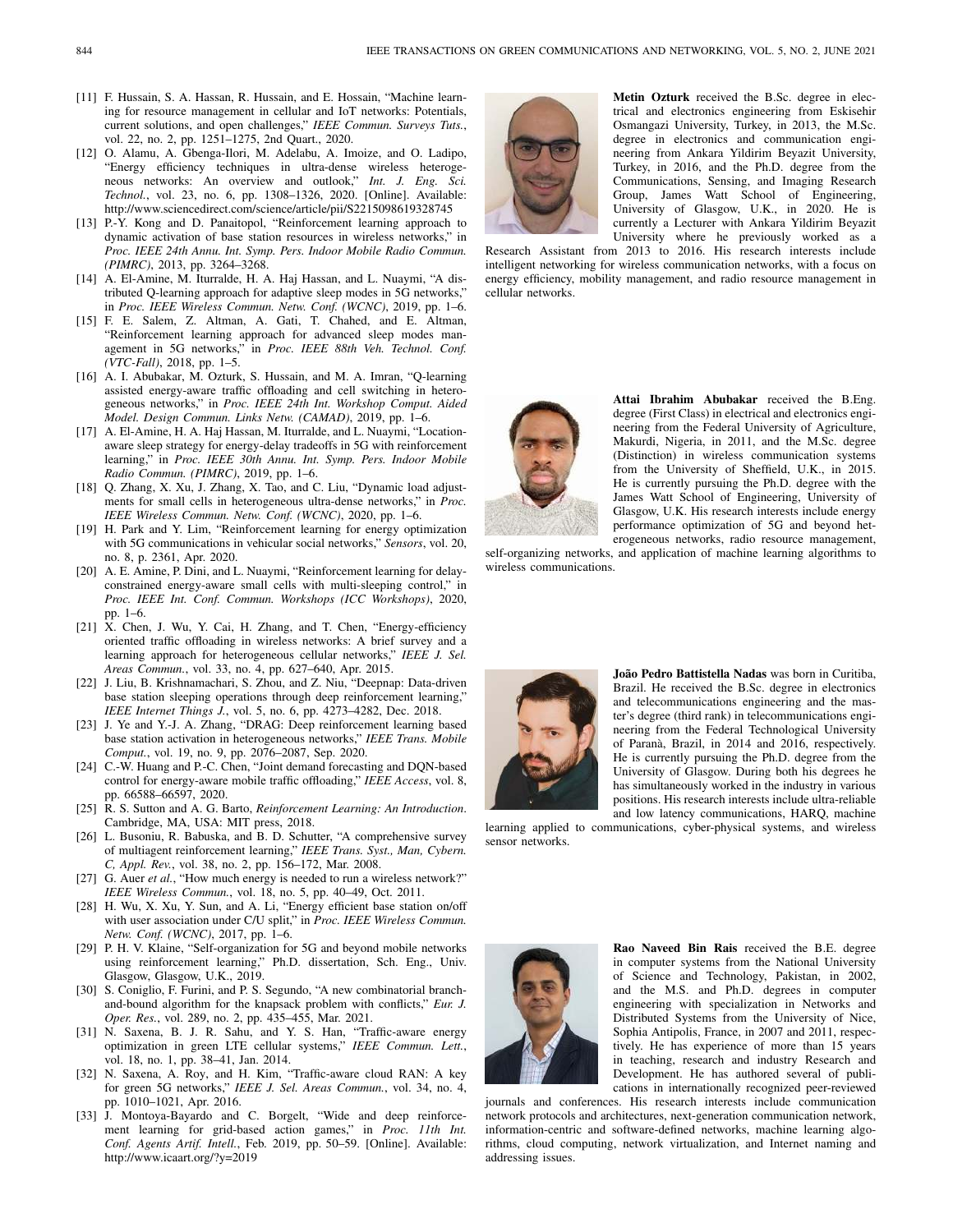[11] F. Hussain, S. A. Hassan, R. Hussain, and E. Hossain, "Machine learning for resource management in cellular and IoT networks: Potentials, current solutions, and open challenges," *IEEE Commun. Surveys Tuts.*, vol. 22, no. 2, pp. 1251–1275, 2nd Quart., 2020.

[12] O. Alamu, A. Gbenga-Ilori, M. Adelabu, A. Imoize, and O. Ladipo, "Energy efficiency techniques in ultra-dense wireless heterogeneous networks: An overview and outlook," *Int. J. Eng. Sci. Technol.*, vol. 23, no. 6, pp. 1308–1326, 2020. [Online]. Available: http://www.sciencedirect.com/science/article/pii/S2215098619328745

[13] P.-Y. Kong and D. Panaitopol, "Reinforcement learning approach to dynamic activation of base station resources in wireless networks," in *Proc. IEEE 24th Annu. Int. Symp. Pers. Indoor Mobile Radio Commun. (PIMRC)*, 2013, pp. 3264–3268.

[14] A. El-Amine, M. Iturralde, H. A. Haj Hassan, and L. Nuaymi, "A distributed Q-learning approach for adaptive sleep modes in 5G networks," in *Proc. IEEE Wireless Commun. Netw. Conf. (WCNC)*, 2019, pp. 1–6.

[15] F. E. Salem, Z. Altman, A. Gati, T. Chahed, and E. Altman, "Reinforcement learning approach for advanced sleep modes management in 5G networks," in *Proc. IEEE 88th Veh. Technol. Conf. (VTC-Fall)*, 2018, pp. 1–5.

[16] A. I. Abubakar, M. Ozturk, S. Hussain, and M. A. Imran, "Q-learning assisted energy-aware traffic offloading and cell switching in heterogeneous networks," in *Proc. IEEE 24th Int. Workshop Comput. Aided Model. Design Commun. Links Netw. (CAMAD)*, 2019, pp. 1–6.

[17] A. El-Amine, H. A. Haj Hassan, M. Iturralde, and L. Nuaymi, "Location-aware sleep strategy for energy-delay tradeoffs in 5G with reinforcement learning," in *Proc. IEEE 30th Annu. Int. Symp. Pers. Indoor Mobile Radio Commun. (PIMRC)*, 2019, pp. 1–6.

[18] Q. Zhang, X. Xu, J. Zhang, X. Tao, and C. Liu, "Dynamic load adjustments for small cells in heterogeneous ultra-dense networks," in *Proc. IEEE Wireless Commun. Netw. Conf. (WCNC)*, 2020, pp. 1–6.

[19] H. Park and Y. Lim, "Reinforcement learning for energy optimization with 5G communications in vehicular social networks," *Sensors*, vol. 20, no. 8, p. 2361, Apr. 2020.

[20] A. E. Amine, P. Dini, and L. Nuaymi, "Reinforcement learning for delay-constrained energy-aware small cells with multi-sleeping control," in *Proc. IEEE Int. Conf. Commun. Workshops (ICC Workshops)*, 2020, pp. 1–6.

[21] X. Chen, J. Wu, Y. Cai, H. Zhang, and T. Chen, "Energy-efficiency oriented traffic offloading in wireless networks: A brief survey and a learning approach for heterogeneous cellular networks," *IEEE J. Sel. Areas Commun.*, vol. 33, no. 4, pp. 627–640, Apr. 2015.

[22] J. Liu, B. Krishnamachari, S. Zhou, and Z. Niu, "Deepnap: Data-driven base station sleeping operations through deep reinforcement learning," *IEEE Internet Things J.*, vol. 5, no. 6, pp. 4273–4282, Dec. 2018.

[23] J. Ye and Y.-J. A. Zhang, "DRAG: Deep reinforcement learning based base station activation in heterogeneous networks," *IEEE Trans. Mobile Comput.*, vol. 19, no. 9, pp. 2076–2087, Sep. 2020.

[24] C.-W. Huang and P.-C. Chen, "Joint demand forecasting and DQN-based control for energy-aware mobile traffic offloading," *IEEE Access*, vol. 8, pp. 66588–66597, 2020.

[25] R. S. Sutton and A. G. Barto, *Reinforcement Learning: An Introduction*. Cambridge, MA, USA: MIT press, 2018.

[26] L. Busoniu, R. Babuska, and B. D. Schutter, "A comprehensive survey of multiagent reinforcement learning," *IEEE Trans. Syst., Man, Cybern. C, Appl. Rev.*, vol. 38, no. 2, pp. 156–172, Mar. 2008.

[27] G. Auer *et al.*, "How much energy is needed to run a wireless network?" *IEEE Wireless Commun.*, vol. 18, no. 5, pp. 40–49, Oct. 2011.

[28] H. Wu, X. Xu, Y. Sun, and A. Li, "Energy efficient base station on/off with user association under C/U split," in *Proc. IEEE Wireless Commun. Netw. Conf. (WCNC)*, 2017, pp. 1–6.

[29] P. H. V. Klaine, "Self-organization for 5G and beyond mobile networks using reinforcement learning," Ph.D. dissertation, Sch. Eng., Univ. Glasgow, Glasgow, U.K., 2019.

[30] S. Coniglio, F. Furini, and P. S. Segundo, "A new combinatorial branch-and-bound algorithm for the knapsack problem with conflicts," *Eur. J. Oper. Res.*, vol. 289, no. 2, pp. 435–455, Mar. 2021.

[31] N. Saxena, B. J. R. Sahu, and Y. S. Han, "Traffic-aware energy optimization in green LTE cellular systems," *IEEE Commun. Lett.*, vol. 18, no. 1, pp. 38–41, Jan. 2014.

[32] N. Saxena, A. Roy, and H. Kim, "Traffic-aware cloud RAN: A key for green 5G networks," *IEEE J. Sel. Areas Commun.*, vol. 34, no. 4, pp. 1010–1021, Apr. 2016.

[33] J. Montoya-Bayardo and C. Borgelt, "Wide and deep reinforcement learning for grid-based action games," in *Proc. 11th Int. Conf. Agents Artif. Intell.*, Feb. 2019, pp. 50–59. [Online]. Available: http://www.icaart.org/?y=2019

**Metin Ozturk** received the B.Sc. degree in electrical and electronics engineering from Eskisehir Osmangazi University, Turkey, in 2013, the M.Sc. degree in electronics and communication engineering from Ankara Yildirim Beyazit University, Turkey, in 2016, and the Ph.D. degree from the Communications, Sensing, and Imaging Research Group, James Watt School of Engineering, University of Glasgow, U.K., in 2020. He is currently a Lecturer with Ankara Yildirim Beyazit University where he previously worked as a Research Assistant from 2013 to 2016. His research interests include intelligent networking for wireless communication networks, with a focus on energy efficiency, mobility management, and radio resource management in cellular networks.

**Attai Ibrahim Abubakar** received the B.Eng. degree (First Class) in electrical and electronics engineering from the Federal University of Agriculture, Makurdi, Nigeria, in 2011, and the M.Sc. degree (Distinction) in wireless communication systems from the University of Sheffield, U.K., in 2015. He is currently pursuing the Ph.D. degree with the James Watt School of Engineering, University of Glasgow, U.K. His research interests include energy performance optimization of 5G and beyond heterogeneous networks, radio resource management, self-organizing networks, and application of machine learning algorithms to wireless communications.

**João Pedro Battistella Nadas** was born in Curitiba, Brazil. He received the B.Sc. degree in electronics and telecommunications engineering and the master's degree (third rank) in telecommunications engineering from the Federal Technological University of Paranà, Brazil, in 2014 and 2016, respectively. He is currently pursuing the Ph.D. degree from the University of Glasgow. During both his degrees he has simultaneously worked in the industry in various positions. His research interests include ultra-reliable and low latency communications, HARQ, machine learning applied to communications, cyber-physical systems, and wireless sensor networks.

**Rao Naveed Bin Rais** received the B.E. degree in computer systems from the National University of Science and Technology, Pakistan, in 2002, and the M.S. and Ph.D. degrees in computer engineering with specialization in Networks and Distributed Systems from the University of Nice, Sophia Antipolis, France, in 2007 and 2011, respectively. He has experience of more than 15 years in teaching, research and industry Research and Development. He has authored several of publications in internationally recognized peer-reviewed journals and conferences. His research interests include communication network protocols and architectures, next-generation communication network, information-centric and software-defined networks, machine learning algorithms, cloud computing, network virtualization, and Internet naming and addressing issues.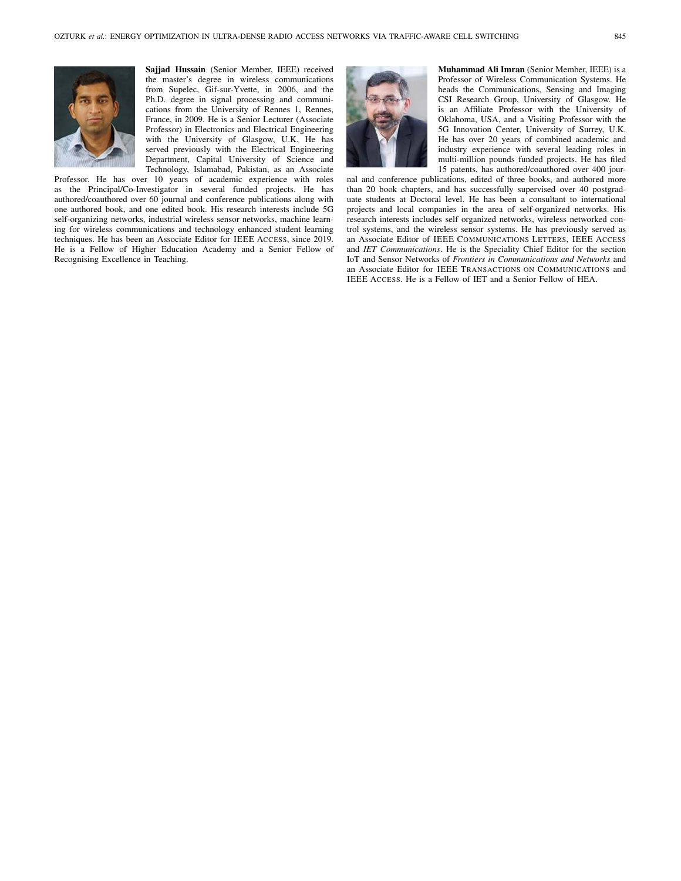**Sajjad Hussain** (Senior Member, IEEE) received the master's degree in wireless communications from Supelec, Gif-sur-Yvette, in 2006, and the Ph.D. degree in signal processing and communications from the University of Rennes 1, Rennes, France, in 2009. He is a Senior Lecturer (Associate Professor) in Electronics and Electrical Engineering with the University of Glasgow, U.K. He has served previously with the Electrical Engineering Department, Capital University of Science and Technology, Islamabad, Pakistan, as an Associate Professor. He has over 10 years of academic experience with roles as the Principal/Co-Investigator in several funded projects. He has authored/coauthored over 60 journal and conference publications along with one authored book, and one edited book. His research interests include 5G self-organizing networks, industrial wireless sensor networks, machine learning for wireless communications and technology enhanced student learning techniques. He has been an Associate Editor for IEEE ACCESS, since 2019. He is a Fellow of Higher Education Academy and a Senior Fellow of Recognising Excellence in Teaching.

**Muhammad Ali Imran** (Senior Member, IEEE) is a Professor of Wireless Communication Systems. He heads the Communications, Sensing and Imaging CSI Research Group, University of Glasgow. He is an Affiliate Professor with the University of Oklahoma, USA, and a Visiting Professor with the 5G Innovation Center, University of Surrey, U.K. He has over 20 years of combined academic and industry experience with several leading roles in multi-million pounds funded projects. He has filed 15 patents, has authored/coauthored over 400 journal and conference publications, edited of three books, and authored more than 20 book chapters, and has successfully supervised over 40 postgraduate students at Doctoral level. He has been a consultant to international projects and local companies in the area of self-organized networks. His research interests includes self organized networks, wireless networked control systems, and the wireless sensor systems. He has previously served as an Associate Editor of IEEE COMMUNICATIONS LETTERS, IEEE ACCESS and *IET Communications*. He is the Speciality Chief Editor for the section IoT and Sensor Networks of *Frontiers in Communications and Networks* and an Associate Editor for IEEE TRANSACTIONS ON COMMUNICATIONS and IEEE ACCESS. He is a Fellow of IET and a Senior Fellow of HEA.